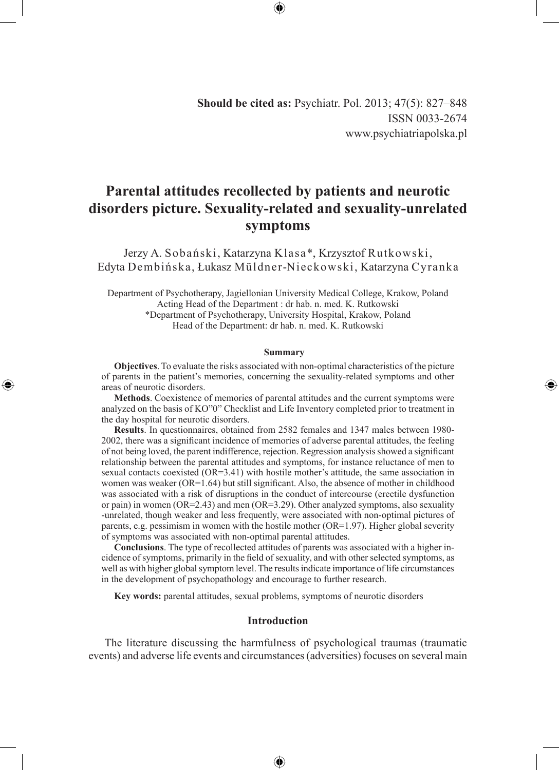**Should be cited as:** Psychiatr. Pol. 2013; 47(5): 827–848
ISSN 0033-2674
www.psychiatriapolska.pl

# Parental attitudes recollected by patients and neurotic disorders picture. Sexuality-related and sexuality-unrelated symptoms

Jerzy A. Sobański, Katarzyna Klasa*, Krzysztof Rutkowski, Edyta Dembińska, Łukasz Müldner-Nieckowski, Katarzyna Cyranka

Department of Psychotherapy, Jagiellonian University Medical College, Krakow, Poland
Acting Head of the Department : dr hab. n. med. K. Rutkowski
*Department of Psychotherapy, University Hospital, Krakow, Poland
Head of the Department: dr hab. n. med. K. Rutkowski

### Summary

**Objectives**. To evaluate the risks associated with non-optimal characteristics of the picture of parents in the patient's memories, concerning the sexuality-related symptoms and other areas of neurotic disorders.

**Methods**. Coexistence of memories of parental attitudes and the current symptoms were analyzed on the basis of KO"0" Checklist and Life Inventory completed prior to treatment in the day hospital for neurotic disorders.

**Results**. In questionnaires, obtained from 2582 females and 1347 males between 1980-2002, there was a significant incidence of memories of adverse parental attitudes, the feeling of not being loved, the parent indifference, rejection. Regression analysis showed a significant relationship between the parental attitudes and symptoms, for instance reluctance of men to sexual contacts coexisted (OR=3.41) with hostile mother's attitude, the same association in women was weaker (OR=1.64) but still significant. Also, the absence of mother in childhood was associated with a risk of disruptions in the conduct of intercourse (erectile dysfunction or pain) in women (OR=2.43) and men (OR=3.29). Other analyzed symptoms, also sexuality -unrelated, though weaker and less frequently, were associated with non-optimal pictures of parents, e.g. pessimism in women with the hostile mother (OR=1.97). Higher global severity of symptoms was associated with non-optimal parental attitudes.

**Conclusions**. The type of recollected attitudes of parents was associated with a higher incidence of symptoms, primarily in the field of sexuality, and with other selected symptoms, as well as with higher global symptom level. The results indicate importance of life circumstances in the development of psychopathology and encourage to further research.

**Key words:** parental attitudes, sexual problems, symptoms of neurotic disorders

## Introduction

The literature discussing the harmfulness of psychological traumas (traumatic events) and adverse life events and circumstances (adversities) focuses on several main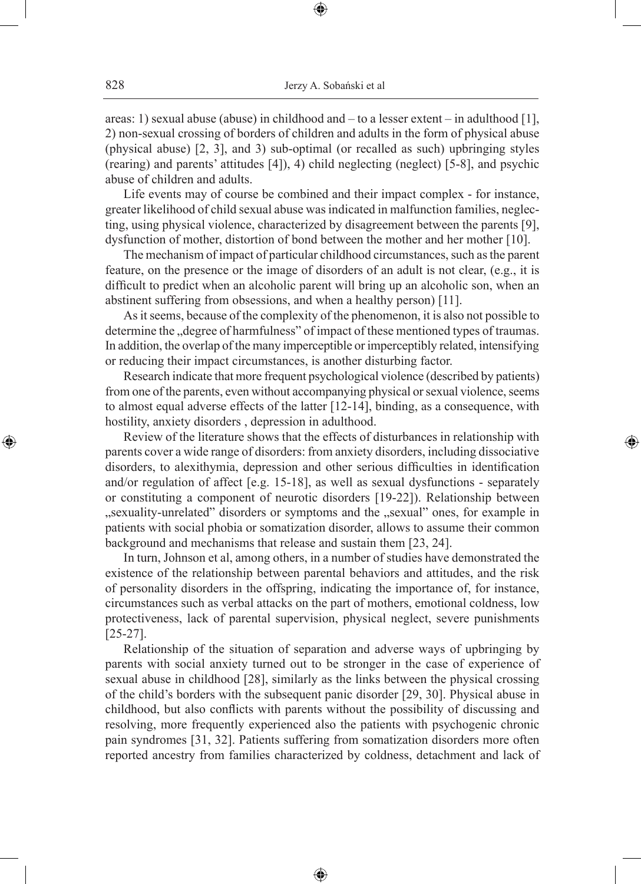areas: 1) sexual abuse (abuse) in childhood and – to a lesser extent – in adulthood [1], 2) non-sexual crossing of borders of children and adults in the form of physical abuse (physical abuse) [2, 3], and 3) sub-optimal (or recalled as such) upbringing styles (rearing) and parents' attitudes [4]), 4) child neglecting (neglect) [5-8], and psychic abuse of children and adults.

Life events may of course be combined and their impact complex - for instance, greater likelihood of child sexual abuse was indicated in malfunction families, neglecting, using physical violence, characterized by disagreement between the parents [9], dysfunction of mother, distortion of bond between the mother and her mother [10].

The mechanism of impact of particular childhood circumstances, such as the parent feature, on the presence or the image of disorders of an adult is not clear, (e.g., it is difficult to predict when an alcoholic parent will bring up an alcoholic son, when an abstinent suffering from obsessions, and when a healthy person) [11].

As it seems, because of the complexity of the phenomenon, it is also not possible to determine the „degree of harmfulness" of impact of these mentioned types of traumas. In addition, the overlap of the many imperceptible or imperceptibly related, intensifying or reducing their impact circumstances, is another disturbing factor.

Research indicate that more frequent psychological violence (described by patients) from one of the parents, even without accompanying physical or sexual violence, seems to almost equal adverse effects of the latter [12-14], binding, as a consequence, with hostility, anxiety disorders , depression in adulthood.

Review of the literature shows that the effects of disturbances in relationship with parents cover a wide range of disorders: from anxiety disorders, including dissociative disorders, to alexithymia, depression and other serious difficulties in identification and/or regulation of affect [e.g. 15-18], as well as sexual dysfunctions - separately or constituting a component of neurotic disorders [19-22]). Relationship between „sexuality-unrelated" disorders or symptoms and the „sexual" ones, for example in patients with social phobia or somatization disorder, allows to assume their common background and mechanisms that release and sustain them [23, 24].

In turn, Johnson et al, among others, in a number of studies have demonstrated the existence of the relationship between parental behaviors and attitudes, and the risk of personality disorders in the offspring, indicating the importance of, for instance, circumstances such as verbal attacks on the part of mothers, emotional coldness, low protectiveness, lack of parental supervision, physical neglect, severe punishments [25-27].

Relationship of the situation of separation and adverse ways of upbringing by parents with social anxiety turned out to be stronger in the case of experience of sexual abuse in childhood [28], similarly as the links between the physical crossing of the child's borders with the subsequent panic disorder [29, 30]. Physical abuse in childhood, but also conflicts with parents without the possibility of discussing and resolving, more frequently experienced also the patients with psychogenic chronic pain syndromes [31, 32]. Patients suffering from somatization disorders more often reported ancestry from families characterized by coldness, detachment and lack of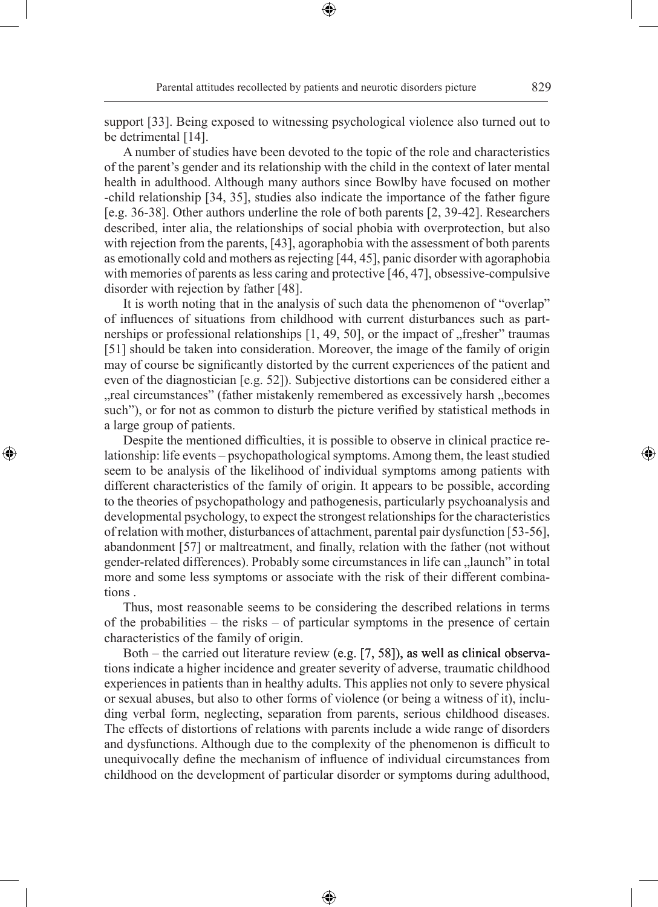support [33]. Being exposed to witnessing psychological violence also turned out to be detrimental [14].

A number of studies have been devoted to the topic of the role and characteristics of the parent's gender and its relationship with the child in the context of later mental health in adulthood. Although many authors since Bowlby have focused on mother -child relationship [34, 35], studies also indicate the importance of the father figure [e.g. 36-38]. Other authors underline the role of both parents [2, 39-42]. Researchers described, inter alia, the relationships of social phobia with overprotection, but also with rejection from the parents, [43], agoraphobia with the assessment of both parents as emotionally cold and mothers as rejecting [44, 45], panic disorder with agoraphobia with memories of parents as less caring and protective [46, 47], obsessive-compulsive disorder with rejection by father [48].

It is worth noting that in the analysis of such data the phenomenon of "overlap" of influences of situations from childhood with current disturbances such as partnerships or professional relationships [1, 49, 50], or the impact of „fresher" traumas [51] should be taken into consideration. Moreover, the image of the family of origin may of course be significantly distorted by the current experiences of the patient and even of the diagnostician [e.g. 52]). Subjective distortions can be considered either a „real circumstances" (father mistakenly remembered as excessively harsh „becomes such"), or for not as common to disturb the picture verified by statistical methods in a large group of patients.

Despite the mentioned difficulties, it is possible to observe in clinical practice relationship: life events – psychopathological symptoms. Among them, the least studied seem to be analysis of the likelihood of individual symptoms among patients with different characteristics of the family of origin. It appears to be possible, according to the theories of psychopathology and pathogenesis, particularly psychoanalysis and developmental psychology, to expect the strongest relationships for the characteristics of relation with mother, disturbances of attachment, parental pair dysfunction [53-56], abandonment [57] or maltreatment, and finally, relation with the father (not without gender-related differences). Probably some circumstances in life can „launch" in total more and some less symptoms or associate with the risk of their different combinations .

Thus, most reasonable seems to be considering the described relations in terms of the probabilities – the risks – of particular symptoms in the presence of certain characteristics of the family of origin.

Both – the carried out literature review (e.g. [7, 58]), as well as clinical observations indicate a higher incidence and greater severity of adverse, traumatic childhood experiences in patients than in healthy adults. This applies not only to severe physical or sexual abuses, but also to other forms of violence (or being a witness of it), including verbal form, neglecting, separation from parents, serious childhood diseases. The effects of distortions of relations with parents include a wide range of disorders and dysfunctions. Although due to the complexity of the phenomenon is difficult to unequivocally define the mechanism of influence of individual circumstances from childhood on the development of particular disorder or symptoms during adulthood,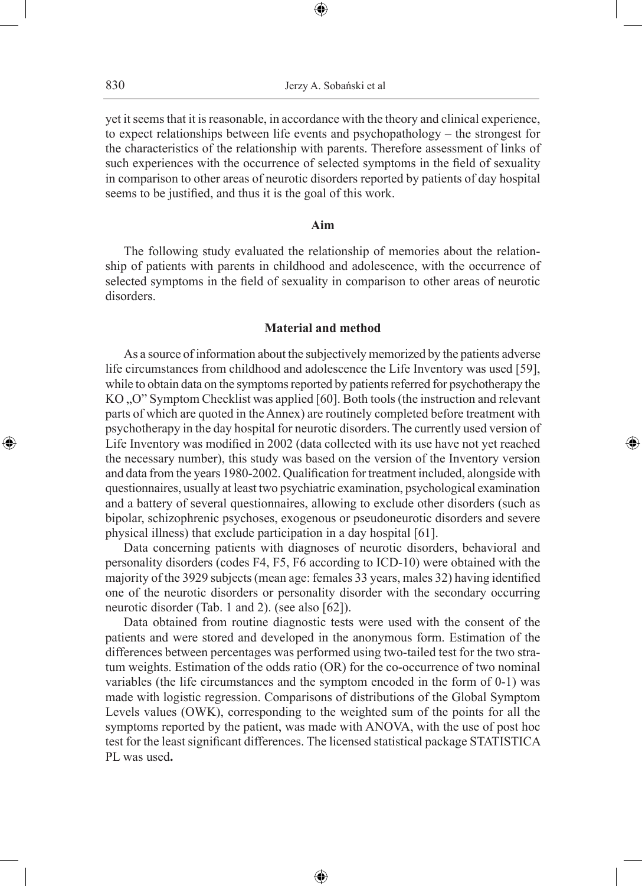yet it seems that it is reasonable, in accordance with the theory and clinical experience, to expect relationships between life events and psychopathology – the strongest for the characteristics of the relationship with parents. Therefore assessment of links of such experiences with the occurrence of selected symptoms in the field of sexuality in comparison to other areas of neurotic disorders reported by patients of day hospital seems to be justified, and thus it is the goal of this work.

## Aim

The following study evaluated the relationship of memories about the relationship of patients with parents in childhood and adolescence, with the occurrence of selected symptoms in the field of sexuality in comparison to other areas of neurotic disorders.

## Material and method

As a source of information about the subjectively memorized by the patients adverse life circumstances from childhood and adolescence the Life Inventory was used [59], while to obtain data on the symptoms reported by patients referred for psychotherapy the KO „O" Symptom Checklist was applied [60]. Both tools (the instruction and relevant parts of which are quoted in the Annex) are routinely completed before treatment with psychotherapy in the day hospital for neurotic disorders. The currently used version of Life Inventory was modified in 2002 (data collected with its use have not yet reached the necessary number), this study was based on the version of the Inventory version and data from the years 1980-2002. Qualification for treatment included, alongside with questionnaires, usually at least two psychiatric examination, psychological examination and a battery of several questionnaires, allowing to exclude other disorders (such as bipolar, schizophrenic psychoses, exogenous or pseudoneurotic disorders and severe physical illness) that exclude participation in a day hospital [61].

Data concerning patients with diagnoses of neurotic disorders, behavioral and personality disorders (codes F4, F5, F6 according to ICD-10) were obtained with the majority of the 3929 subjects (mean age: females 33 years, males 32) having identified one of the neurotic disorders or personality disorder with the secondary occurring neurotic disorder (Tab. 1 and 2). (see also [62]).

Data obtained from routine diagnostic tests were used with the consent of the patients and were stored and developed in the anonymous form. Estimation of the differences between percentages was performed using two-tailed test for the two stratum weights. Estimation of the odds ratio (OR) for the co-occurrence of two nominal variables (the life circumstances and the symptom encoded in the form of 0-1) was made with logistic regression. Comparisons of distributions of the Global Symptom Levels values (OWK), corresponding to the weighted sum of the points for all the symptoms reported by the patient, was made with ANOVA, with the use of post hoc test for the least significant differences. The licensed statistical package STATISTICA PL was used**.**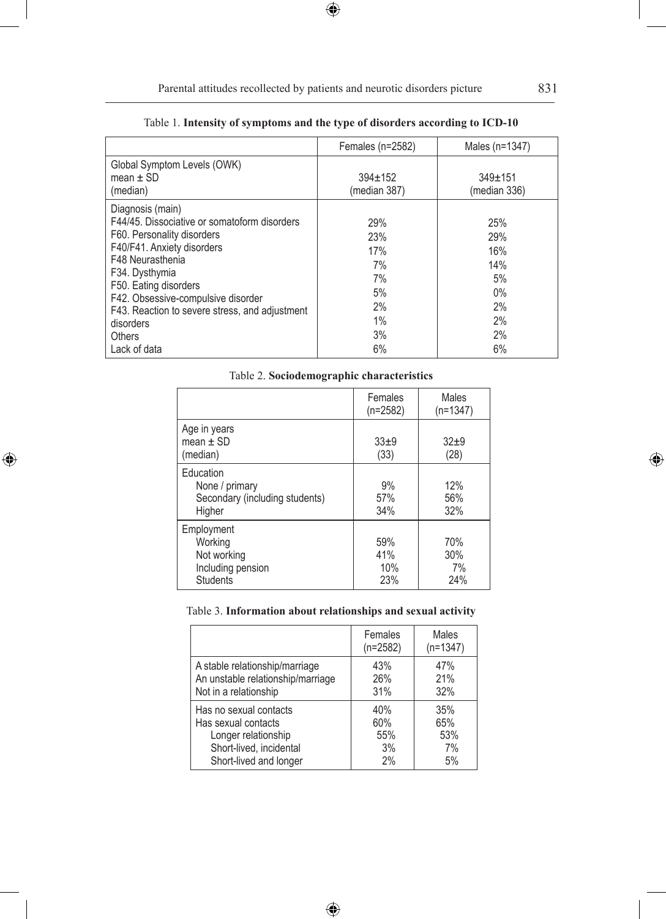Table 1. **Intensity of symptoms and the type of disorders according to ICD-10**

| | Females (n=2582) | Males (n=1347) |
|---|---|---|
| Global Symptom Levels (OWK)<br>mean ± SD<br>(median) | 394±152<br>(median 387) | 349±151<br>(median 336) |
| Diagnosis (main) | | |
| F44/45. Dissociative or somatoform disorders | 29% | 25% |
| F60. Personality disorders | 23% | 29% |
| F40/F41. Anxiety disorders | 17% | 16% |
| F48 Neurasthenia | 7% | 14% |
| F34. Dysthymia | 7% | 5% |
| F50. Eating disorders | 5% | 0% |
| F42. Obsessive-compulsive disorder | 2% | 2% |
| F43. Reaction to severe stress, and adjustment disorders | 1% | 2% |
| Others | 3% | 2% |
| Lack of data | 6% | 6% |

Table 2. **Sociodemographic characteristics**

| | Females (n=2582) | Males (n=1347) |
|---|---|---|
| Age in years<br>mean ± SD<br>(median) | 33±9<br>(33) | 32±9<br>(28) |
| Education | | |
| None / primary | 9% | 12% |
| Secondary (including students) | 57% | 56% |
| Higher | 34% | 32% |
| Employment | | |
| Working | 59% | 70% |
| Not working | 41% | 30% |
| Including pension | 10% | 7% |
| Students | 23% | 24% |

Table 3. **Information about relationships and sexual activity**

| | Females (n=2582) | Males (n=1347) |
|---|---|---|
| A stable relationship/marriage | 43% | 47% |
| An unstable relationship/marriage | 26% | 21% |
| Not in a relationship | 31% | 32% |
| Has no sexual contacts | 40% | 35% |
| Has sexual contacts | 60% | 65% |
| Longer relationship | 55% | 53% |
| Short-lived, incidental | 3% | 7% |
| Short-lived and longer | 2% | 5% |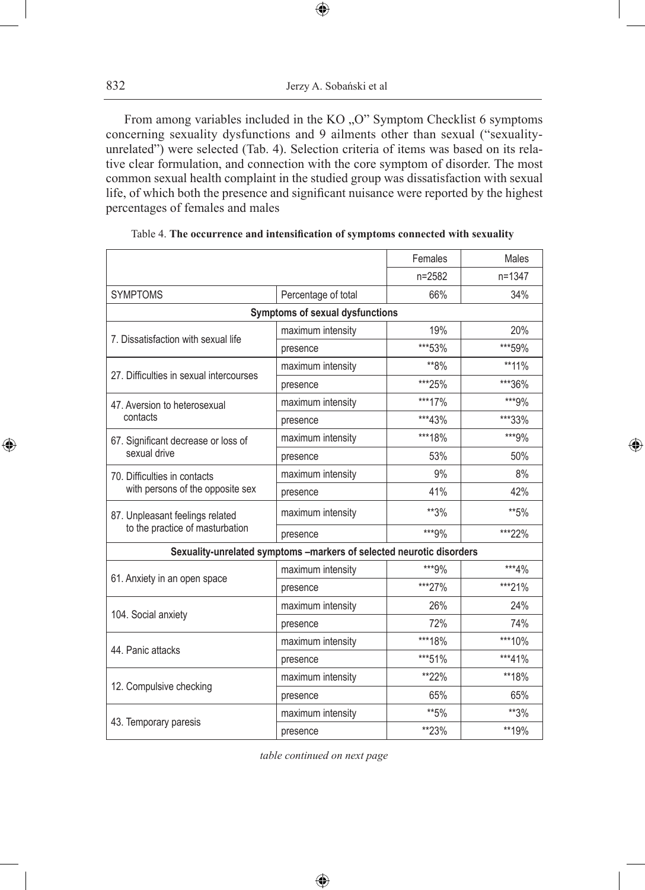From among variables included in the KO „O" Symptom Checklist 6 symptoms concerning sexuality dysfunctions and 9 ailments other than sexual ("sexuality-unrelated") were selected (Tab. 4). Selection criteria of items was based on its relative clear formulation, and connection with the core symptom of disorder. The most common sexual health complaint in the studied group was dissatisfaction with sexual life, of which both the presence and significant nuisance were reported by the highest percentages of females and males

Table 4. **The occurrence and intensification of symptoms connected with sexuality**

| | | Females | Males |
|---|---|---|---|
| | | n=2582 | n=1347 |
| SYMPTOMS | Percentage of total | 66% | 34% |
| **Symptoms of sexual dysfunctions** | | | |
| 7. Dissatisfaction with sexual life | maximum intensity | 19% | 20% |
| | presence | ***53% | ***59% |
| 27. Difficulties in sexual intercourses | maximum intensity | **8% | **11% |
| | presence | ***25% | ***36% |
| 47. Aversion to heterosexual contacts | maximum intensity | ***17% | ***9% |
| | presence | ***43% | ***33% |
| 67. Significant decrease or loss of sexual drive | maximum intensity | ***18% | ***9% |
| | presence | 53% | 50% |
| 70. Difficulties in contacts with persons of the opposite sex | maximum intensity | 9% | 8% |
| | presence | 41% | 42% |
| 87. Unpleasant feelings related to the practice of masturbation | maximum intensity | **3% | **5% |
| | presence | ***9% | ***22% |
| **Sexuality-unrelated symptoms –markers of selected neurotic disorders** | | | |
| 61. Anxiety in an open space | maximum intensity | ***9% | ***4% |
| | presence | ***27% | ***21% |
| 104. Social anxiety | maximum intensity | 26% | 24% |
| | presence | 72% | 74% |
| 44. Panic attacks | maximum intensity | ***18% | ***10% |
| | presence | ***51% | ***41% |
| 12. Compulsive checking | maximum intensity | **22% | **18% |
| | presence | 65% | 65% |
| 43. Temporary paresis | maximum intensity | **5% | **3% |
| | presence | **23% | **19% |

*table continued on next page*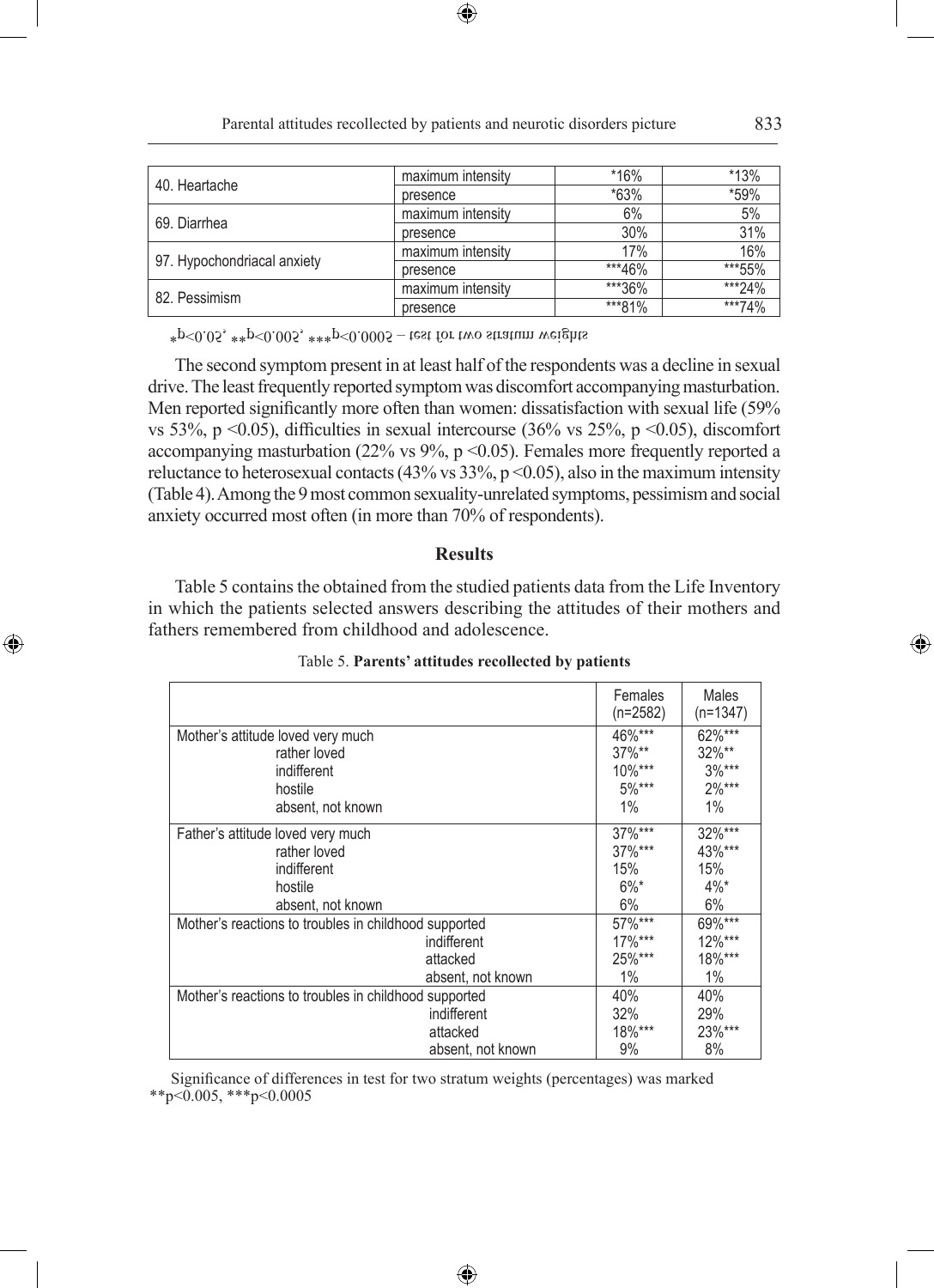| | | | |
|---|---|---|---|
| 40. Heartache | maximum intensity | *16% | *13% |
| | presence | *63% | *59% |
| 69. Diarrhea | maximum intensity | 6% | 5% |
| | presence | 30% | 31% |
| 97. Hypochondriacal anxiety | maximum intensity | 17% | 16% |
| | presence | ***46% | ***55% |
| 82. Pessimism | maximum intensity | ***36% | ***24% |
| | presence | ***81% | ***74% |

*p<0.05, **p<0.005, ***p<0.0005 – test for two stratum weights

The second symptom present in at least half of the respondents was a decline in sexual drive. The least frequently reported symptom was discomfort accompanying masturbation. Men reported significantly more often than women: dissatisfaction with sexual life (59% vs 53%, $p < 0.05$), difficulties in sexual intercourse (36% vs 25%, $p < 0.05$), discomfort accompanying masturbation (22% vs 9%, $p < 0.05$). Females more frequently reported a reluctance to heterosexual contacts (43% vs 33%, $p < 0.05$), also in the maximum intensity (Table 4). Among the 9 most common sexuality-unrelated symptoms, pessimism and social anxiety occurred most often (in more than 70% of respondents).

## Results

Table 5 contains the obtained from the studied patients data from the Life Inventory in which the patients selected answers describing the attitudes of their mothers and fathers remembered from childhood and adolescence.

Table 5. **Parents' attitudes recollected by patients**

| | | Females (n=2582) | Males (n=1347) |
|---|---|---|---|
| Mother's attitude | loved very much | 46%*** | 62%*** |
| | rather loved | 37%** | 32%** |
| | indifferent | 10%*** | 3%*** |
| | hostile | 5%*** | 2%*** |
| | absent, not known | 1% | 1% |
| Father's attitude | loved very much | 37%*** | 32%*** |
| | rather loved | 37%*** | 43%*** |
| | indifferent | 15% | 15% |
| | hostile | 6%* | 4%* |
| | absent, not known | 6% | 6% |
| Mother's reactions to troubles in childhood | supported | 57%*** | 69%*** |
| | indifferent | 17%*** | 12%*** |
| | attacked | 25%*** | 18%*** |
| | absent, not known | 1% | 1% |
| Mother's reactions to troubles in childhood | supported | 40% | 40% |
| | indifferent | 32% | 29% |
| | attacked | 18%*** | 23%*** |
| | absent, not known | 9% | 8% |

Significance of differences in test for two stratum weights (percentages) was marked **p<0.005, ***p<0.0005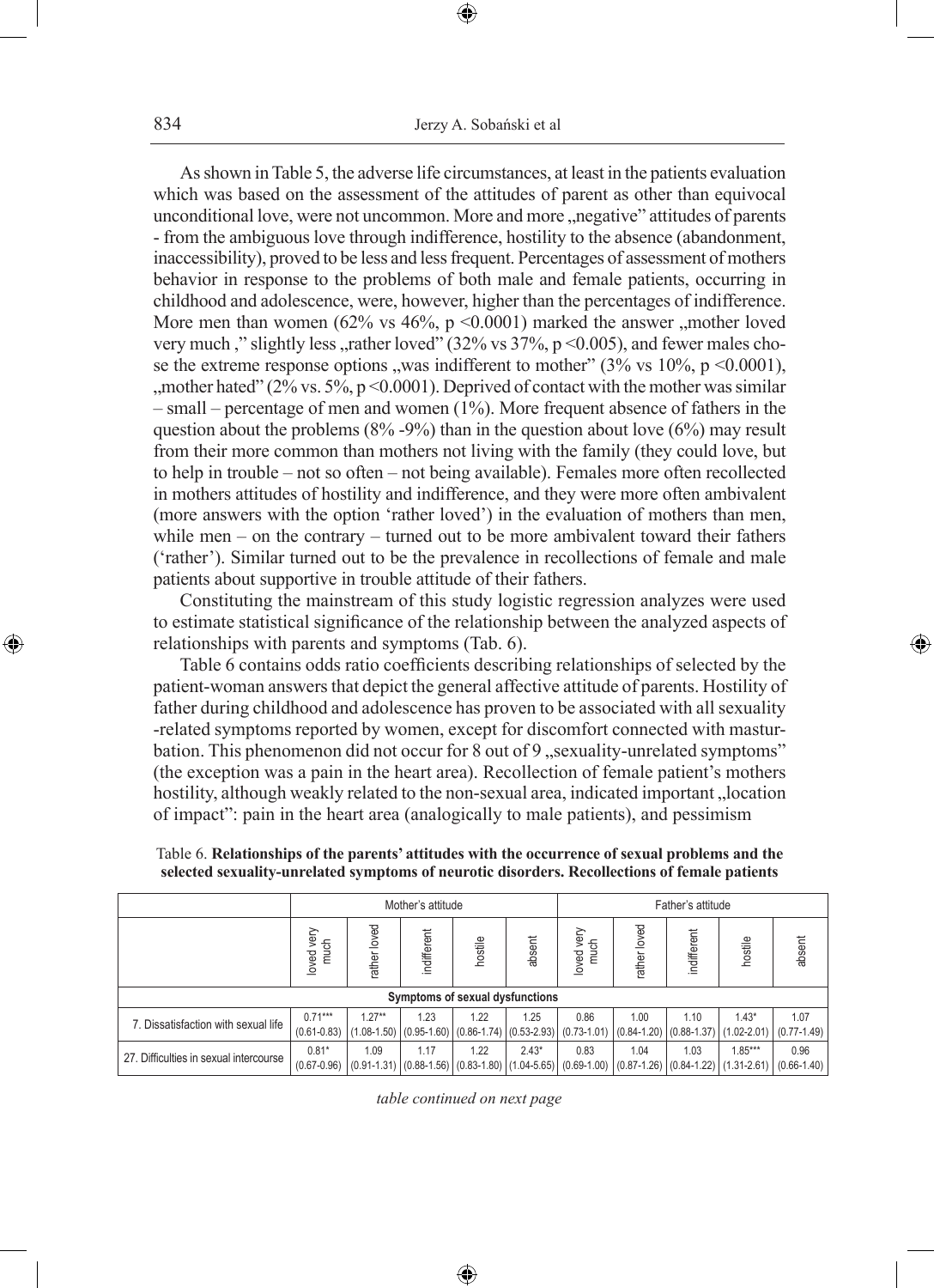As shown in Table 5, the adverse life circumstances, at least in the patients evaluation which was based on the assessment of the attitudes of parent as other than equivocal unconditional love, were not uncommon. More and more „negative" attitudes of parents - from the ambiguous love through indifference, hostility to the absence (abandonment, inaccessibility), proved to be less and less frequent. Percentages of assessment of mothers behavior in response to the problems of both male and female patients, occurring in childhood and adolescence, were, however, higher than the percentages of indifference. More men than women (62% vs 46%, $p < 0.0001$) marked the answer „mother loved very much ," slightly less „rather loved" (32% vs 37%, $p < 0.005$), and fewer males chose the extreme response options „was indifferent to mother" (3% vs 10%, $p < 0.0001$), „mother hated" (2% vs. 5%, $p < 0.0001$). Deprived of contact with the mother was similar – small – percentage of men and women (1%). More frequent absence of fathers in the question about the problems (8% -9%) than in the question about love (6%) may result from their more common than mothers not living with the family (they could love, but to help in trouble – not so often – not being available). Females more often recollected in mothers attitudes of hostility and indifference, and they were more often ambivalent (more answers with the option 'rather loved') in the evaluation of mothers than men, while men – on the contrary – turned out to be more ambivalent toward their fathers ('rather'). Similar turned out to be the prevalence in recollections of female and male patients about supportive in trouble attitude of their fathers.

Constituting the mainstream of this study logistic regression analyzes were used to estimate statistical significance of the relationship between the analyzed aspects of relationships with parents and symptoms (Tab. 6).

Table 6 contains odds ratio coefficients describing relationships of selected by the patient-woman answers that depict the general affective attitude of parents. Hostility of father during childhood and adolescence has proven to be associated with all sexuality -related symptoms reported by women, except for discomfort connected with masturbation. This phenomenon did not occur for 8 out of 9 „sexuality-unrelated symptoms" (the exception was a pain in the heart area). Recollection of female patient's mothers hostility, although weakly related to the non-sexual area, indicated important „location of impact": pain in the heart area (analogically to male patients), and pessimism

Table 6. **Relationships of the parents' attitudes with the occurrence of sexual problems and the selected sexuality-unrelated symptoms of neurotic disorders. Recollections of female patients**

| | Mother's attitude | | | | | Father's attitude | | | | |
|---|---|---|---|---|---|---|---|---|---|---|
| | loved very much | rather loved | indifferent | hostile | absent | loved very much | rather loved | indifferent | hostile | absent |
| **Symptoms of sexual dysfunctions** | | | | | | | | | | |
| 7. Dissatisfaction with sexual life | 0.71*** (0.61-0.83) | 1.27** (1.08-1.50) | 1.23 (0.95-1.60) | 1.22 (0.86-1.74) | 1.25 (0.53-2.93) | 0.86 (0.73-1.01) | 1.00 (0.84-1.20) | 1.10 (0.88-1.37) | 1.43* (1.02-2.01) | 1.07 (0.77-1.49) |
| 27. Difficulties in sexual intercourse | 0.81* (0.67-0.96) | 1.09 (0.91-1.31) | 1.17 (0.88-1.56) | 1.22 (0.83-1.80) | 2.43* (1.04-5.65) | 0.83 (0.69-1.00) | 1.04 (0.87-1.26) | 1.03 (0.84-1.22) | 1.85*** (1.31-2.61) | 0.96 (0.66-1.40) |

*table continued on next page*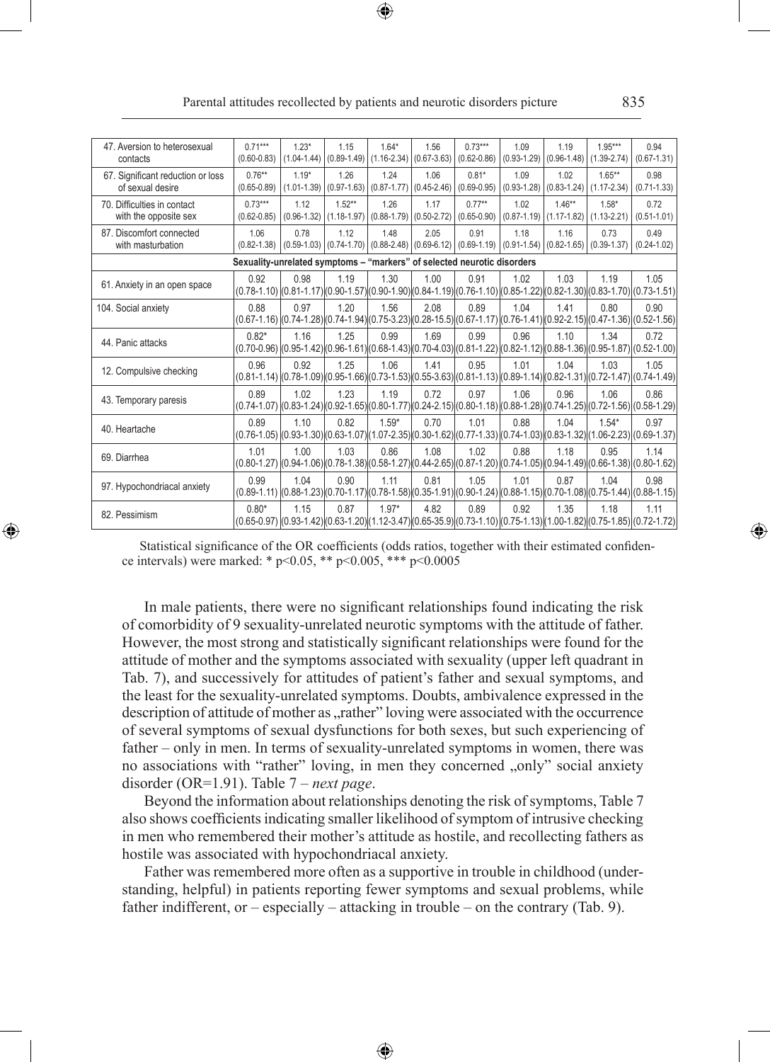| | | | | | | | | | | |
|---|---|---|---|---|---|---|---|---|---|---|
| 47. Aversion to heterosexual contacts | 0.71*** (0.60-0.83) | 1.23* (1.04-1.44) | 1.15 (0.89-1.49) | 1.64* (1.16-2.34) | 1.56 (0.67-3.63) | 0.73*** (0.62-0.86) | 1.09 (0.93-1.29) | 1.19 (0.96-1.48) | 1.95*** (1.39-2.74) | 0.94 (0.67-1.31) |
| 67. Significant reduction or loss of sexual desire | 0.76** (0.65-0.89) | 1.19* (1.01-1.39) | 1.26 (0.97-1.63) | 1.24 (0.87-1.77) | 1.06 (0.45-2.46) | 0.81* (0.69-0.95) | 1.09 (0.93-1.28) | 1.02 (0.83-1.24) | 1.65** (1.17-2.34) | 0.98 (0.71-1.33) |
| 70. Difficulties in contact with the opposite sex | 0.73*** (0.62-0.85) | 1.12 (0.96-1.32) | 1.52** (1.18-1.97) | 1.26 (0.88-1.79) | 1.17 (0.50-2.72) | 0.77** (0.65-0.90) | 1.02 (0.87-1.19) | 1.46** (1.17-1.82) | 1.58* (1.13-2.21) | 0.72 (0.51-1.01) |
| 87. Discomfort connected with masturbation | 1.06 (0.82-1.38) | 0.78 (0.59-1.03) | 1.12 (0.74-1.70) | 1.48 (0.88-2.48) | 2.05 (0.69-6.12) | 0.91 (0.69-1.19) | 1.18 (0.91-1.54) | 1.16 (0.82-1.65) | 0.73 (0.39-1.37) | 0.49 (0.24-1.02) |
| **Sexuality-unrelated symptoms – "markers" of selected neurotic disorders** | | | | | | | | | | |
| 61. Anxiety in an open space | 0.92 (0.78-1.10) | 0.98 (0.81-1.17) | 1.19 (0.90-1.57) | 1.30 (0.90-1.90) | 1.00 (0.84-1.19) | 0.91 (0.76-1.10) | 1.02 (0.85-1.22) | 1.03 (0.82-1.30) | 1.19 (0.83-1.70) | 1.05 (0.73-1.51) |
| 104. Social anxiety | 0.88 (0.67-1.16) | 0.97 (0.74-1.28) | 1.20 (0.74-1.94) | 1.56 (0.75-3.23) | 2.08 (0.28-15.5) | 0.89 (0.67-1.17) | 1.04 (0.76-1.41) | 1.41 (0.92-2.15) | 0.80 (0.47-1.36) | 0.90 (0.52-1.56) |
| 44. Panic attacks | 0.82* (0.70-0.96) | 1.16 (0.95-1.42) | 1.25 (0.96-1.61) | 0.99 (0.68-1.43) | 1.69 (0.70-4.03) | 0.99 (0.81-1.22) | 0.96 (0.82-1.12) | 1.10 (0.88-1.36) | 1.34 (0.95-1.87) | 0.72 (0.52-1.00) |
| 12. Compulsive checking | 0.96 (0.81-1.14) | 0.92 (0.78-1.09) | 1.25 (0.95-1.66) | 1.06 (0.73-1.53) | 1.41 (0.55-3.63) | 0.95 (0.81-1.13) | 1.01 (0.89-1.14) | 1.04 (0.82-1.31) | 1.03 (0.72-1.47) | 1.05 (0.74-1.49) |
| 43. Temporary paresis | 0.89 (0.74-1.07) | 1.02 (0.83-1.24) | 1.23 (0.92-1.65) | 1.19 (0.80-1.77) | 0.72 (0.24-2.15) | 0.97 (0.80-1.18) | 1.06 (0.88-1.28) | 0.96 (0.74-1.25) | 1.06 (0.72-1.56) | 0.86 (0.58-1.29) |
| 40. Heartache | 0.89 (0.76-1.05) | 1.10 (0.93-1.30) | 0.82 (0.63-1.07) | 1.59* (1.07-2.35) | 0.70 (0.30-1.62) | 1.01 (0.77-1.33) | 0.88 (0.74-1.03) | 1.04 (0.83-1.32) | 1.54* (1.06-2.23) | 0.97 (0.69-1.37) |
| 69. Diarrhea | 1.01 (0.80-1.27) | 1.00 (0.94-1.06) | 1.03 (0.78-1.38) | 0.86 (0.58-1.27) | 1.08 (0.44-2.65) | 1.02 (0.87-1.20) | 0.88 (0.74-1.05) | 1.18 (0.94-1.49) | 0.95 (0.66-1.38) | 1.14 (0.80-1.62) |
| 97. Hypochondriacal anxiety | 0.99 (0.89-1.11) | 1.04 (0.88-1.23) | 0.90 (0.70-1.17) | 1.11 (0.78-1.58) | 0.81 (0.35-1.91) | 1.05 (0.90-1.24) | 1.01 (0.88-1.15) | 0.87 (0.70-1.08) | 1.04 (0.75-1.44) | 0.98 (0.88-1.15) |
| 82. Pessimism | 0.80* (0.65-0.97) | 1.15 (0.93-1.42) | 0.87 (0.63-1.20) | 1.97* (1.12-3.47) | 4.82 (0.65-35.9) | 0.89 (0.73-1.10) | 0.92 (0.75-1.13) | 1.35 (1.00-1.82) | 1.18 (0.75-1.85) | 1.11 (0.72-1.72) |

Statistical significance of the OR coefficients (odds ratios, together with their estimated confidence intervals) were marked: * p<0.05, ** p<0.005, *** p<0.0005

In male patients, there were no significant relationships found indicating the risk of comorbidity of 9 sexuality-unrelated neurotic symptoms with the attitude of father. However, the most strong and statistically significant relationships were found for the attitude of mother and the symptoms associated with sexuality (upper left quadrant in Tab. 7), and successively for attitudes of patient's father and sexual symptoms, and the least for the sexuality-unrelated symptoms. Doubts, ambivalence expressed in the description of attitude of mother as „rather" loving were associated with the occurrence of several symptoms of sexual dysfunctions for both sexes, but such experiencing of father – only in men. In terms of sexuality-unrelated symptoms in women, there was no associations with "rather" loving, in men they concerned „only" social anxiety disorder (OR=1.91). Table 7 – *next page*.

Beyond the information about relationships denoting the risk of symptoms, Table 7 also shows coefficients indicating smaller likelihood of symptom of intrusive checking in men who remembered their mother's attitude as hostile, and recollecting fathers as hostile was associated with hypochondriacal anxiety.

Father was remembered more often as a supportive in trouble in childhood (understanding, helpful) in patients reporting fewer symptoms and sexual problems, while father indifferent, or – especially – attacking in trouble – on the contrary (Tab. 9).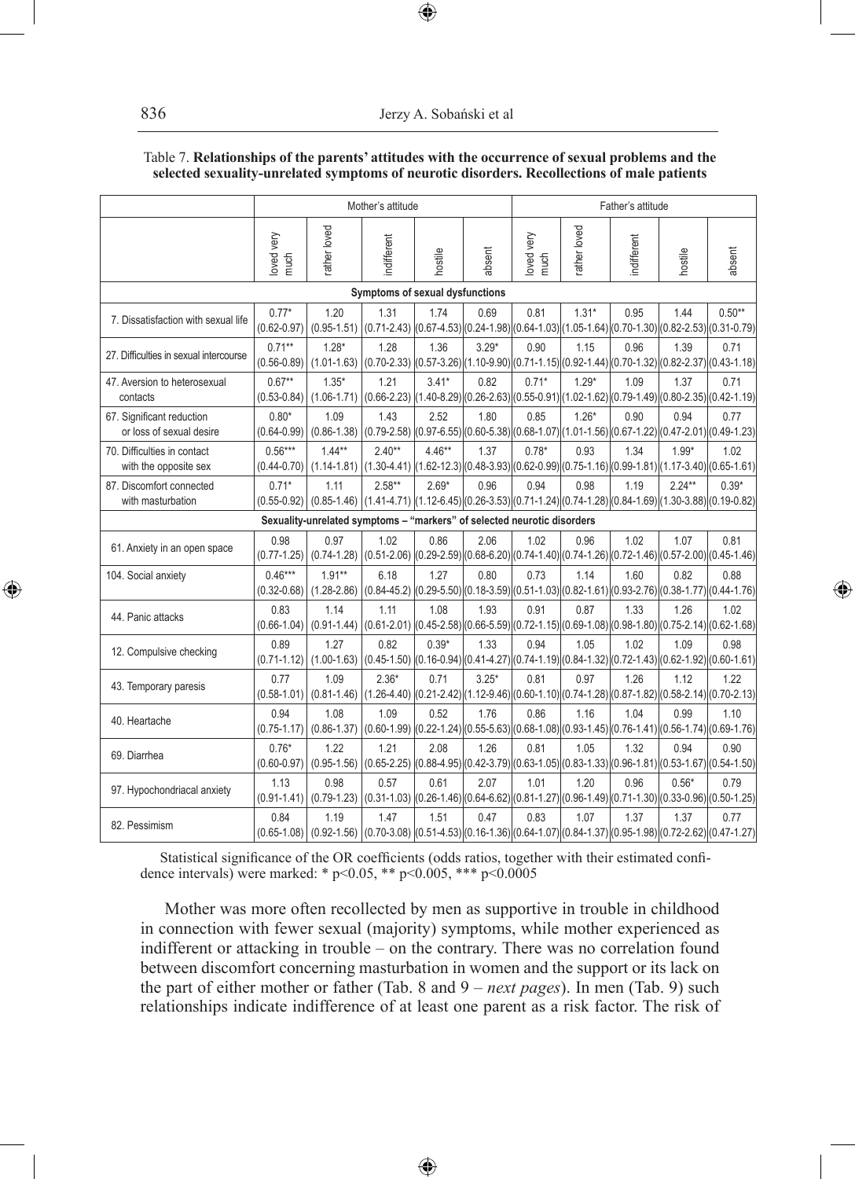Table 7. **Relationships of the parents' attitudes with the occurrence of sexual problems and the selected sexuality-unrelated symptoms of neurotic disorders. Recollections of male patients**

| | Mother's attitude | | | | | Father's attitude | | | | |
|---|---|---|---|---|---|---|---|---|---|---|
| | loved very much | rather loved | indifferent | hostile | absent | loved very much | rather loved | indifferent | hostile | absent |
| **Symptoms of sexual dysfunctions** | | | | | | | | | | |
| 7. Dissatisfaction with sexual life | 0.77* (0.62-0.97) | 1.20 (0.95-1.51) | 1.31 (0.71-2.43) | 1.74 (0.67-4.53) | 0.69 (0.24-1.98) | 0.81 (0.64-1.03) | 1.31* (1.05-1.64) | 0.95 (0.70-1.30) | 1.44 (0.82-2.53) | 0.50** (0.31-0.79) |
| 27. Difficulties in sexual intercourse | 0.71** (0.56-0.89) | 1.28* (1.01-1.63) | 1.28 (0.70-2.33) | 1.36 (0.57-3.26) | 3.29* (1.10-9.90) | 0.90 (0.71-1.15) | 1.15 (0.92-1.44) | 0.96 (0.70-1.32) | 1.39 (0.82-2.37) | 0.71 (0.43-1.18) |
| 47. Aversion to heterosexual contacts | 0.67** (0.53-0.84) | 1.35* (1.06-1.71) | 1.21 (0.66-2.23) | 3.41* (1.40-8.29) | 0.82 (0.26-2.63) | 0.71* (0.55-0.91) | 1.29* (1.02-1.62) | 1.09 (0.79-1.49) | 1.37 (0.80-2.35) | 0.71 (0.42-1.19) |
| 67. Significant reduction or loss of sexual desire | 0.80* (0.64-0.99) | 1.09 (0.86-1.38) | 1.43 (0.79-2.58) | 2.52 (0.97-6.55) | 1.80 (0.60-5.38) | 0.85 (0.68-1.07) | 1.26* (1.01-1.56) | 0.90 (0.67-1.22) | 0.94 (0.47-2.01) | 0.77 (0.49-1.23) |
| 70. Difficulties in contact with the opposite sex | 0.56*** (0.44-0.70) | 1.44** (1.14-1.81) | 2.40** (1.30-4.41) | 4.46** (1.62-12.3) | 1.37 (0.48-3.93) | 0.78* (0.62-0.99) | 0.93 (0.75-1.16) | 1.34 (0.99-1.81) | 1.99* (1.17-3.40) | 1.02 (0.65-1.61) |
| 87. Discomfort connected with masturbation | 0.71* (0.55-0.92) | 1.11 (0.85-1.46) | 2.58** (1.41-4.71) | 2.69* (1.12-6.45) | 0.96 (0.26-3.53) | 0.94 (0.71-1.24) | 0.98 (0.74-1.28) | 1.19 (0.84-1.69) | 2.24** (1.30-3.88) | 0.39* (0.19-0.82) |
| **Sexuality-unrelated symptoms – "markers" of selected neurotic disorders** | | | | | | | | | | |
| 61. Anxiety in an open space | 0.98 (0.77-1.25) | 0.97 (0.74-1.28) | 1.02 (0.51-2.06) | 0.86 (0.29-2.59) | 2.06 (0.68-6.20) | 1.02 (0.74-1.40) | 0.96 (0.74-1.26) | 1.02 (0.72-1.46) | 1.07 (0.57-2.00) | 0.81 (0.45-1.46) |
| 104. Social anxiety | 0.46*** (0.32-0.68) | 1.91** (1.28-2.86) | 6.18 (0.84-45.2) | 1.27 (0.29-5.50) | 0.80 (0.18-3.59) | 0.73 (0.51-1.03) | 1.14 (0.82-1.61) | 1.60 (0.93-2.76) | 0.82 (0.38-1.77) | 0.88 (0.44-1.76) |
| 44. Panic attacks | 0.83 (0.66-1.04) | 1.14 (0.91-1.44) | 1.11 (0.61-2.01) | 1.08 (0.45-2.58) | 1.93 (0.66-5.59) | 0.91 (0.72-1.15) | 0.87 (0.69-1.08) | 1.33 (0.98-1.80) | 1.26 (0.75-2.14) | 1.02 (0.62-1.68) |
| 12. Compulsive checking | 0.89 (0.71-1.12) | 1.27 (1.00-1.63) | 0.82 (0.45-1.50) | 0.39* (0.16-0.94) | 1.33 (0.41-4.27) | 0.94 (0.74-1.19) | 1.05 (0.84-1.32) | 1.02 (0.72-1.43) | 1.09 (0.62-1.92) | 0.98 (0.60-1.61) |
| 43. Temporary paresis | 0.77 (0.58-1.01) | 1.09 (0.81-1.46) | 2.36* (1.26-4.40) | 0.71 (0.21-2.42) | 3.25* (1.12-9.46) | 0.81 (0.60-1.10) | 0.97 (0.74-1.28) | 1.26 (0.87-1.82) | 1.12 (0.58-2.14) | 1.22 (0.70-2.13) |
| 40. Heartache | 0.94 (0.75-1.17) | 1.08 (0.86-1.37) | 1.09 (0.60-1.99) | 0.52 (0.22-1.24) | 1.76 (0.55-5.63) | 0.86 (0.68-1.08) | 1.16 (0.93-1.45) | 1.04 (0.76-1.41) | 0.99 (0.56-1.74) | 1.10 (0.69-1.76) |
| 69. Diarrhea | 0.76* (0.60-0.97) | 1.22 (0.95-1.56) | 1.21 (0.65-2.25) | 2.08 (0.88-4.95) | 1.26 (0.42-3.79) | 0.81 (0.63-1.05) | 1.05 (0.83-1.33) | 1.32 (0.96-1.81) | 0.94 (0.53-1.67) | 0.90 (0.54-1.50) |
| 97. Hypochondriacal anxiety | 1.13 (0.91-1.41) | 0.98 (0.79-1.23) | 0.57 (0.31-1.03) | 0.61 (0.26-1.46) | 2.07 (0.64-6.62) | 1.01 (0.81-1.27) | 1.20 (0.96-1.49) | 0.96 (0.71-1.30) | 0.56* (0.33-0.96) | 0.79 (0.50-1.25) |
| 82. Pessimism | 0.84 (0.65-1.08) | 1.19 (0.92-1.56) | 1.47 (0.70-3.08) | 1.51 (0.51-4.53) | 0.47 (0.16-1.36) | 0.83 (0.64-1.07) | 1.07 (0.84-1.37) | 1.37 (0.95-1.98) | 1.37 (0.72-2.62) | 0.77 (0.47-1.27) |

Statistical significance of the OR coefficients (odds ratios, together with their estimated confidence intervals) were marked: * $p<0.05$, ** $p<0.005$, *** $p<0.0005$

Mother was more often recollected by men as supportive in trouble in childhood in connection with fewer sexual (majority) symptoms, while mother experienced as indifferent or attacking in trouble – on the contrary. There was no correlation found between discomfort concerning masturbation in women and the support or its lack on the part of either mother or father (Tab. 8 and 9 – *next pages*). In men (Tab. 9) such relationships indicate indifference of at least one parent as a risk factor. The risk of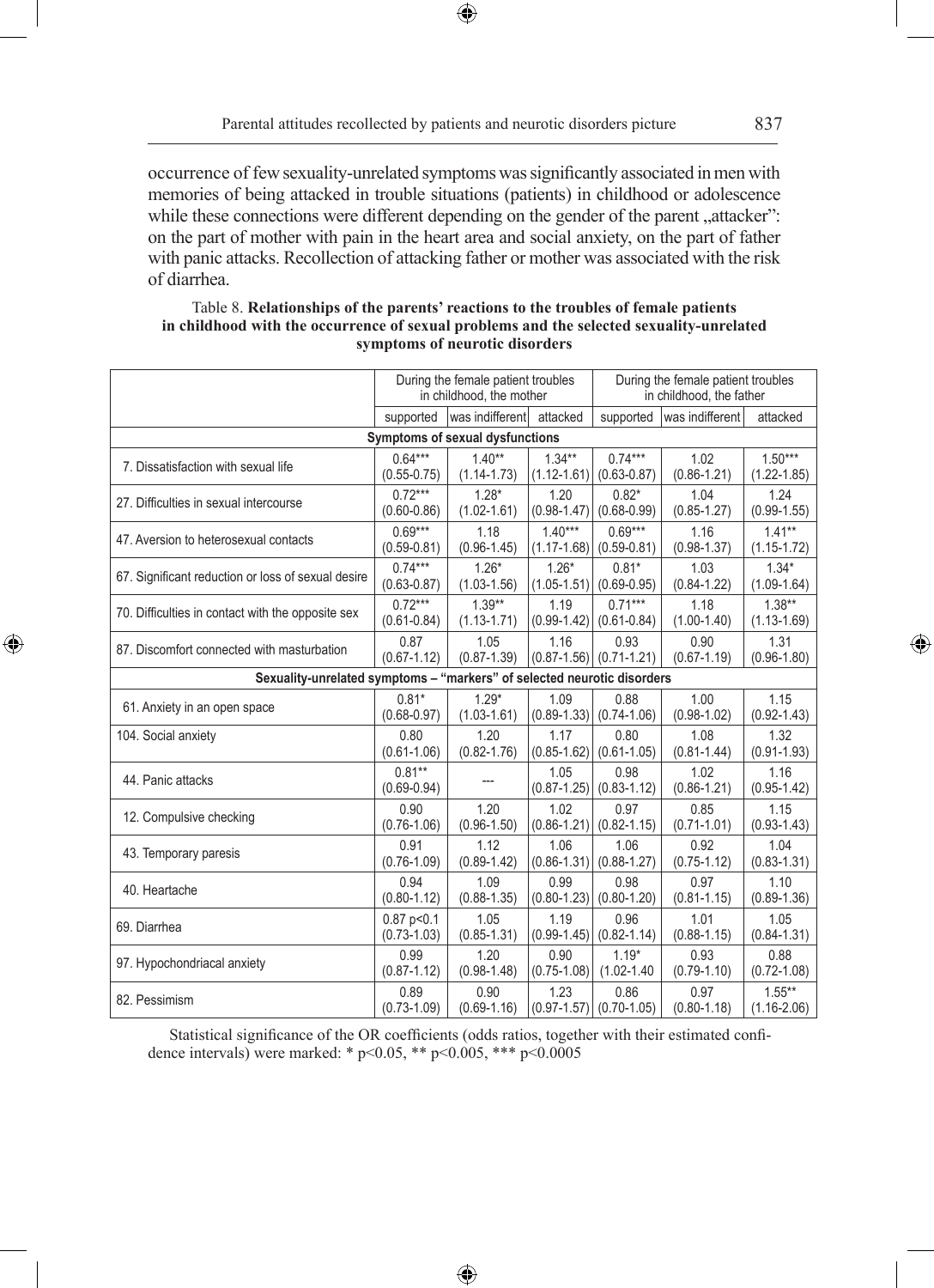occurrence of few sexuality-unrelated symptoms was significantly associated in men with memories of being attacked in trouble situations (patients) in childhood or adolescence while these connections were different depending on the gender of the parent „attacker": on the part of mother with pain in the heart area and social anxiety, on the part of father with panic attacks. Recollection of attacking father or mother was associated with the risk of diarrhea.

Table 8. **Relationships of the parents' reactions to the troubles of female patients in childhood with the occurrence of sexual problems and the selected sexuality-unrelated symptoms of neurotic disorders**

| | During the female patient troubles in childhood, the mother | | | During the female patient troubles in childhood, the father | | |
|---|---|---|---|---|---|---|
| | supported | was indifferent | attacked | supported | was indifferent | attacked |
| **Symptoms of sexual dysfunctions** | | | | | | |
| 7. Dissatisfaction with sexual life | 0.64*** (0.55-0.75) | 1.40** (1.14-1.73) | 1.34** (1.12-1.61) | 0.74*** (0.63-0.87) | 1.02 (0.86-1.21) | 1.50*** (1.22-1.85) |
| 27. Difficulties in sexual intercourse | 0.72*** (0.60-0.86) | 1.28* (1.02-1.61) | 1.20 (0.98-1.47) | 0.82* (0.68-0.99) | 1.04 (0.85-1.27) | 1.24 (0.99-1.55) |
| 47. Aversion to heterosexual contacts | 0.69*** (0.59-0.81) | 1.18 (0.96-1.45) | 1.40*** (1.17-1.68) | 0.69*** (0.59-0.81) | 1.16 (0.98-1.37) | 1.41** (1.15-1.72) |
| 67. Significant reduction or loss of sexual desire | 0.74*** (0.63-0.87) | 1.26* (1.03-1.56) | 1.26* (1.05-1.51) | 0.81* (0.69-0.95) | 1.03 (0.84-1.22) | 1.34* (1.09-1.64) |
| 70. Difficulties in contact with the opposite sex | 0.72*** (0.61-0.84) | 1.39** (1.13-1.71) | 1.19 (0.99-1.42) | 0.71*** (0.61-0.84) | 1.18 (1.00-1.40) | 1.38** (1.13-1.69) |
| 87. Discomfort connected with masturbation | 0.87 (0.67-1.12) | 1.05 (0.87-1.39) | 1.16 (0.87-1.56) | 0.93 (0.71-1.21) | 0.90 (0.67-1.19) | 1.31 (0.96-1.80) |
| **Sexuality-unrelated symptoms – "markers" of selected neurotic disorders** | | | | | | |
| 61. Anxiety in an open space | 0.81* (0.68-0.97) | 1.29* (1.03-1.61) | 1.09 (0.89-1.33) | 0.88 (0.74-1.06) | 1.00 (0.98-1.02) | 1.15 (0.92-1.43) |
| 104. Social anxiety | 0.80 (0.61-1.06) | 1.20 (0.82-1.76) | 1.17 (0.85-1.62) | 0.80 (0.61-1.05) | 1.08 (0.81-1.44) | 1.32 (0.91-1.93) |
| 44. Panic attacks | 0.81** (0.69-0.94) | --- | 1.05 (0.87-1.25) | 0.98 (0.83-1.12) | 1.02 (0.86-1.21) | 1.16 (0.95-1.42) |
| 12. Compulsive checking | 0.90 (0.76-1.06) | 1.20 (0.96-1.50) | 1.02 (0.86-1.21) | 0.97 (0.82-1.15) | 0.85 (0.71-1.01) | 1.15 (0.93-1.43) |
| 43. Temporary paresis | 0.91 (0.76-1.09) | 1.12 (0.89-1.42) | 1.06 (0.86-1.31) | 1.06 (0.88-1.27) | 0.92 (0.75-1.12) | 1.04 (0.83-1.31) |
| 40. Heartache | 0.94 (0.80-1.12) | 1.09 (0.88-1.35) | 0.99 (0.80-1.23) | 0.98 (0.80-1.20) | 0.97 (0.81-1.15) | 1.10 (0.89-1.36) |
| 69. Diarrhea | 0.87 p<0.1 (0.73-1.03) | 1.05 (0.85-1.31) | 1.19 (0.99-1.45) | 0.96 (0.82-1.14) | 1.01 (0.88-1.15) | 1.05 (0.84-1.31) |
| 97. Hypochondriacal anxiety | 0.99 (0.87-1.12) | 1.20 (0.98-1.48) | 0.90 (0.75-1.08) | 1.19* (1.02-1.40 | 0.93 (0.79-1.10) | 0.88 (0.72-1.08) |
| 82. Pessimism | 0.89 (0.73-1.09) | 0.90 (0.69-1.16) | 1.23 (0.97-1.57) | 0.86 (0.70-1.05) | 0.97 (0.80-1.18) | 1.55** (1.16-2.06) |

Statistical significance of the OR coefficients (odds ratios, together with their estimated confidence intervals) were marked: * $p<0.05$, ** $p<0.005$, *** $p<0.0005$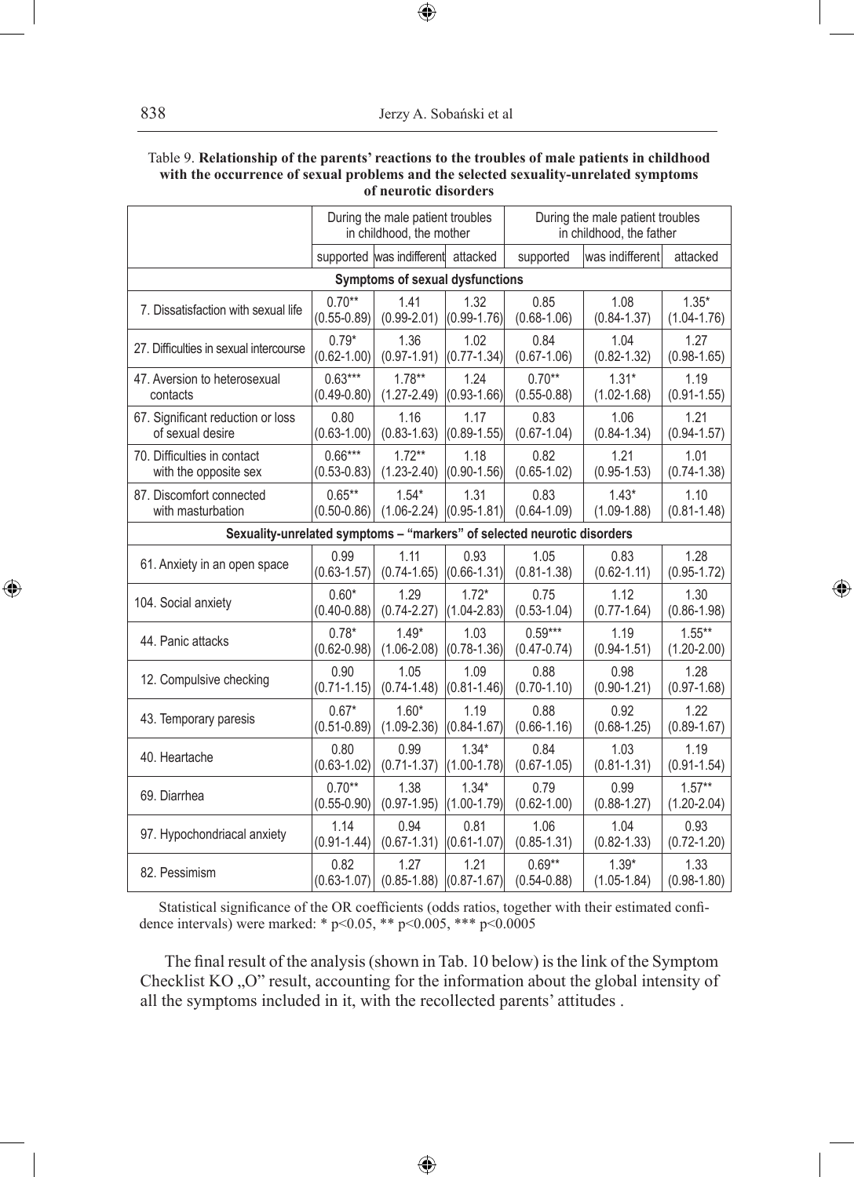Table 9. **Relationship of the parents' reactions to the troubles of male patients in childhood with the occurrence of sexual problems and the selected sexuality-unrelated symptoms of neurotic disorders**

| | During the male patient troubles in childhood, the mother | | | During the male patient troubles in childhood, the father | | |
|---|---|---|---|---|---|---|
| | supported | was indifferent | attacked | supported | was indifferent | attacked |
| **Symptoms of sexual dysfunctions** | | | | | | |
| 7. Dissatisfaction with sexual life | 0.70** (0.55-0.89) | 1.41 (0.99-2.01) | 1.32 (0.99-1.76) | 0.85 (0.68-1.06) | 1.08 (0.84-1.37) | 1.35* (1.04-1.76) |
| 27. Difficulties in sexual intercourse | 0.79* (0.62-1.00) | 1.36 (0.97-1.91) | 1.02 (0.77-1.34) | 0.84 (0.67-1.06) | 1.04 (0.82-1.32) | 1.27 (0.98-1.65) |
| 47. Aversion to heterosexual contacts | 0.63*** (0.49-0.80) | 1.78** (1.27-2.49) | 1.24 (0.93-1.66) | 0.70** (0.55-0.88) | 1.31* (1.02-1.68) | 1.19 (0.91-1.55) |
| 67. Significant reduction or loss of sexual desire | 0.80 (0.63-1.00) | 1.16 (0.83-1.63) | 1.17 (0.89-1.55) | 0.83 (0.67-1.04) | 1.06 (0.84-1.34) | 1.21 (0.94-1.57) |
| 70. Difficulties in contact with the opposite sex | 0.66*** (0.53-0.83) | 1.72** (1.23-2.40) | 1.18 (0.90-1.56) | 0.82 (0.65-1.02) | 1.21 (0.95-1.53) | 1.01 (0.74-1.38) |
| 87. Discomfort connected with masturbation | 0.65** (0.50-0.86) | 1.54* (1.06-2.24) | 1.31 (0.95-1.81) | 0.83 (0.64-1.09) | 1.43* (1.09-1.88) | 1.10 (0.81-1.48) |
| **Sexuality-unrelated symptoms – "markers" of selected neurotic disorders** | | | | | | |
| 61. Anxiety in an open space | 0.99 (0.63-1.57) | 1.11 (0.74-1.65) | 0.93 (0.66-1.31) | 1.05 (0.81-1.38) | 0.83 (0.62-1.11) | 1.28 (0.95-1.72) |
| 104. Social anxiety | 0.60* (0.40-0.88) | 1.29 (0.74-2.27) | 1.72* (1.04-2.83) | 0.75 (0.53-1.04) | 1.12 (0.77-1.64) | 1.30 (0.86-1.98) |
| 44. Panic attacks | 0.78* (0.62-0.98) | 1.49* (1.06-2.08) | 1.03 (0.78-1.36) | 0.59*** (0.47-0.74) | 1.19 (0.94-1.51) | 1.55** (1.20-2.00) |
| 12. Compulsive checking | 0.90 (0.71-1.15) | 1.05 (0.74-1.48) | 1.09 (0.81-1.46) | 0.88 (0.70-1.10) | 0.98 (0.90-1.21) | 1.28 (0.97-1.68) |
| 43. Temporary paresis | 0.67* (0.51-0.89) | 1.60* (1.09-2.36) | 1.19 (0.84-1.67) | 0.88 (0.66-1.16) | 0.92 (0.68-1.25) | 1.22 (0.89-1.67) |
| 40. Heartache | 0.80 (0.63-1.02) | 0.99 (0.71-1.37) | 1.34* (1.00-1.78) | 0.84 (0.67-1.05) | 1.03 (0.81-1.31) | 1.19 (0.91-1.54) |
| 69. Diarrhea | 0.70** (0.55-0.90) | 1.38 (0.97-1.95) | 1.34* (1.00-1.79) | 0.79 (0.62-1.00) | 0.99 (0.88-1.27) | 1.57** (1.20-2.04) |
| 97. Hypochondriacal anxiety | 1.14 (0.91-1.44) | 0.94 (0.67-1.31) | 0.81 (0.61-1.07) | 1.06 (0.85-1.31) | 1.04 (0.82-1.33) | 0.93 (0.72-1.20) |
| 82. Pessimism | 0.82 (0.63-1.07) | 1.27 (0.85-1.88) | 1.21 (0.87-1.67) | 0.69** (0.54-0.88) | 1.39* (1.05-1.84) | 1.33 (0.98-1.80) |

Statistical significance of the OR coefficients (odds ratios, together with their estimated confidence intervals) were marked: * $p<0.05$, ** $p<0.005$, *** $p<0.0005$

The final result of the analysis (shown in Tab. 10 below) is the link of the Symptom Checklist KO „O" result, accounting for the information about the global intensity of all the symptoms included in it, with the recollected parents' attitudes .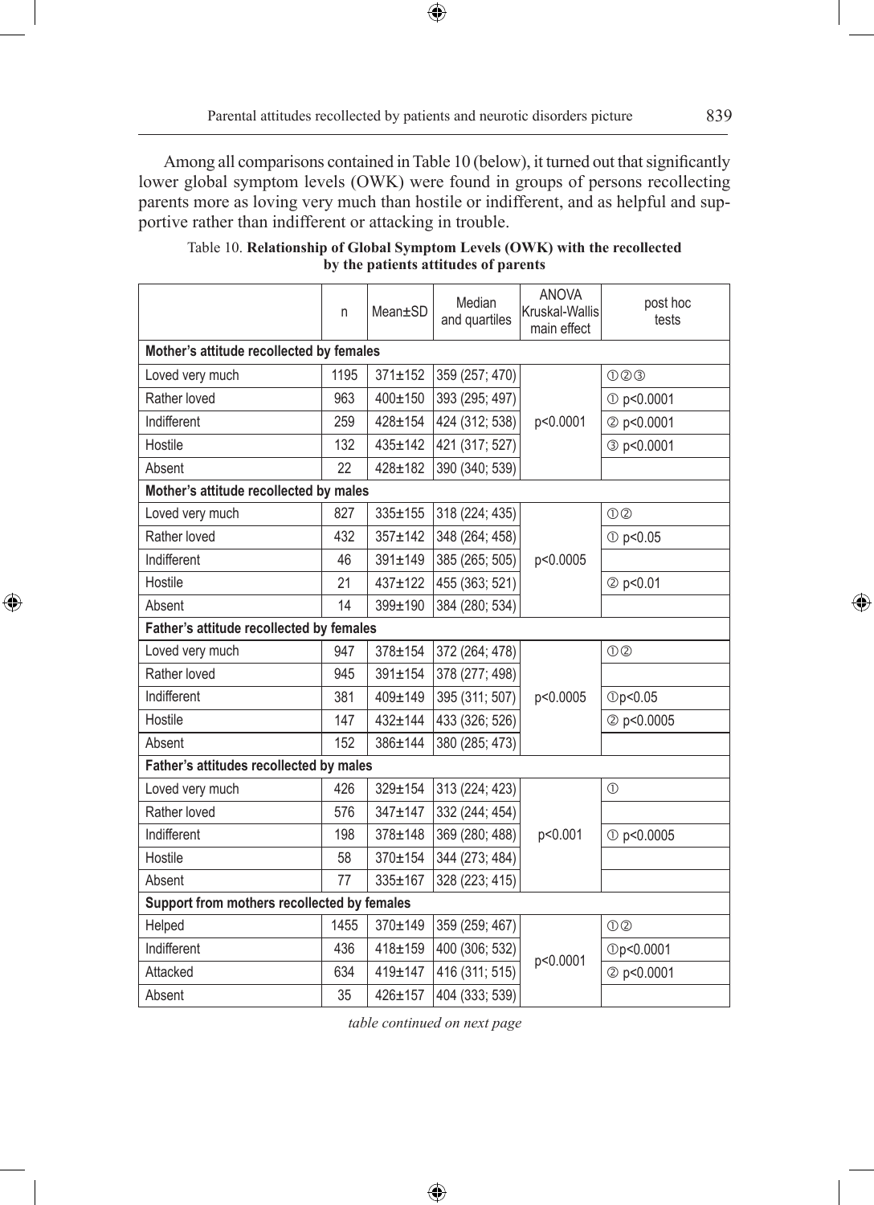Among all comparisons contained in Table 10 (below), it turned out that significantly lower global symptom levels (OWK) were found in groups of persons recollecting parents more as loving very much than hostile or indifferent, and as helpful and supportive rather than indifferent or attacking in trouble.

Table 10. **Relationship of Global Symptom Levels (OWK) with the recollected by the patients attitudes of parents**

| | n | Mean±SD | Median and quartiles | ANOVA Kruskal-Wallis main effect | post hoc tests |
|---|---|---|---|---|---|
| **Mother's attitude recollected by females** | | | | | |
| Loved very much | 1195 | 371±152 | 359 (257; 470) | | ①②③ |
| Rather loved | 963 | 400±150 | 393 (295; 497) | | ① $p<0.0001$ |
| Indifferent | 259 | 428±154 | 424 (312; 538) | $p<0.0001$ | ② $p<0.0001$ |
| Hostile | 132 | 435±142 | 421 (317; 527) | | ③ $p<0.0001$ |
| Absent | 22 | 428±182 | 390 (340; 539) | | |
| **Mother's attitude recollected by males** | | | | | |
| Loved very much | 827 | 335±155 | 318 (224; 435) | | ①② |
| Rather loved | 432 | 357±142 | 348 (264; 458) | | ① $p<0.05$ |
| Indifferent | 46 | 391±149 | 385 (265; 505) | $p<0.0005$ | |
| Hostile | 21 | 437±122 | 455 (363; 521) | | ② $p<0.01$ |
| Absent | 14 | 399±190 | 384 (280; 534) | | |
| **Father's attitude recollected by females** | | | | | |
| Loved very much | 947 | 378±154 | 372 (264; 478) | | ①② |
| Rather loved | 945 | 391±154 | 378 (277; 498) | | |
| Indifferent | 381 | 409±149 | 395 (311; 507) | $p<0.0005$ | ①$p<0.05$ |
| Hostile | 147 | 432±144 | 433 (326; 526) | | ② $p<0.0005$ |
| Absent | 152 | 386±144 | 380 (285; 473) | | |
| **Father's attitudes recollected by males** | | | | | |
| Loved very much | 426 | 329±154 | 313 (224; 423) | | ① |
| Rather loved | 576 | 347±147 | 332 (244; 454) | | |
| Indifferent | 198 | 378±148 | 369 (280; 488) | $p<0.001$ | ① $p<0.0005$ |
| Hostile | 58 | 370±154 | 344 (273; 484) | | |
| Absent | 77 | 335±167 | 328 (223; 415) | | |
| **Support from mothers recollected by females** | | | | | |
| Helped | 1455 | 370±149 | 359 (259; 467) | | ①② |
| Indifferent | 436 | 418±159 | 400 (306; 532) | $p<0.0001$ | ①$p<0.0001$ |
| Attacked | 634 | 419±147 | 416 (311; 515) | | ② $p<0.0001$ |
| Absent | 35 | 426±157 | 404 (333; 539) | | |

*table continued on next page*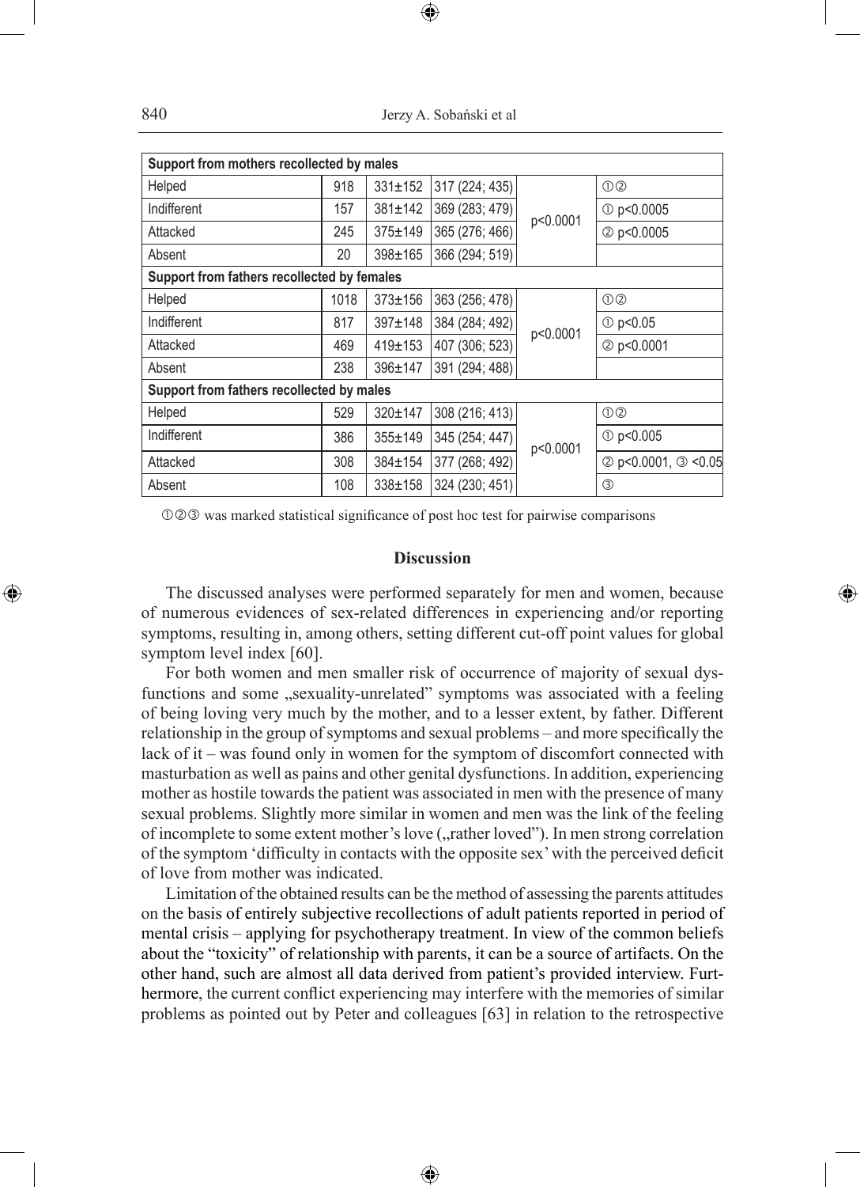| Support from mothers recollected by males | | | | | |
|---|---|---|---|---|---|
| Helped | 918 | 331±152 | 317 (224; 435) | p<0.0001 | ①② |
| Indifferent | 157 | 381±142 | 369 (283; 479) | | ① p<0.0005 |
| Attacked | 245 | 375±149 | 365 (276; 466) | | ② p<0.0005 |
| Absent | 20 | 398±165 | 366 (294; 519) | | |
| **Support from fathers recollected by females** | | | | | |
| Helped | 1018 | 373±156 | 363 (256; 478) | p<0.0001 | ①② |
| Indifferent | 817 | 397±148 | 384 (284; 492) | | ① p<0.05 |
| Attacked | 469 | 419±153 | 407 (306; 523) | | ② p<0.0001 |
| Absent | 238 | 396±147 | 391 (294; 488) | | |
| **Support from fathers recollected by males** | | | | | |
| Helped | 529 | 320±147 | 308 (216; 413) | p<0.0001 | ①② |
| Indifferent | 386 | 355±149 | 345 (254; 447) | | ① p<0.005 |
| Attacked | 308 | 384±154 | 377 (268; 492) | | ② p<0.0001, ③ <0.05 |
| Absent | 108 | 338±158 | 324 (230; 451) | | ③ |

①②③ was marked statistical significance of post hoc test for pairwise comparisons

## Discussion

The discussed analyses were performed separately for men and women, because of numerous evidences of sex-related differences in experiencing and/or reporting symptoms, resulting in, among others, setting different cut-off point values for global symptom level index [60].

For both women and men smaller risk of occurrence of majority of sexual dysfunctions and some „sexuality-unrelated" symptoms was associated with a feeling of being loving very much by the mother, and to a lesser extent, by father. Different relationship in the group of symptoms and sexual problems – and more specifically the lack of it – was found only in women for the symptom of discomfort connected with masturbation as well as pains and other genital dysfunctions. In addition, experiencing mother as hostile towards the patient was associated in men with the presence of many sexual problems. Slightly more similar in women and men was the link of the feeling of incomplete to some extent mother's love („rather loved"). In men strong correlation of the symptom 'difficulty in contacts with the opposite sex' with the perceived deficit of love from mother was indicated.

Limitation of the obtained results can be the method of assessing the parents attitudes on the basis of entirely subjective recollections of adult patients reported in period of mental crisis – applying for psychotherapy treatment. In view of the common beliefs about the "toxicity" of relationship with parents, it can be a source of artifacts. On the other hand, such are almost all data derived from patient's provided interview. Furthermore, the current conflict experiencing may interfere with the memories of similar problems as pointed out by Peter and colleagues [63] in relation to the retrospective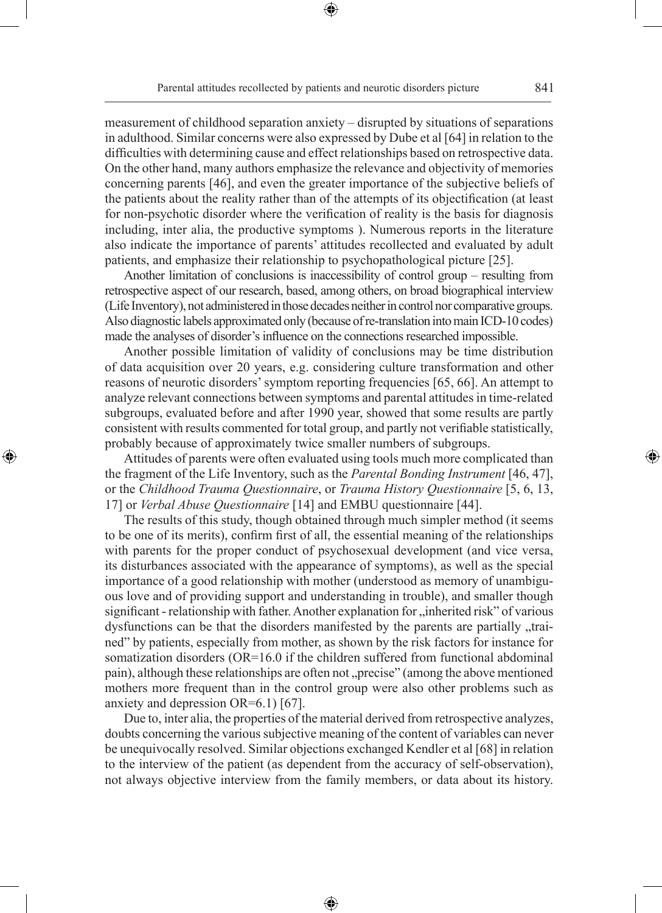measurement of childhood separation anxiety – disrupted by situations of separations in adulthood. Similar concerns were also expressed by Dube et al [64] in relation to the difficulties with determining cause and effect relationships based on retrospective data. On the other hand, many authors emphasize the relevance and objectivity of memories concerning parents [46], and even the greater importance of the subjective beliefs of the patients about the reality rather than of the attempts of its objectification (at least for non-psychotic disorder where the verification of reality is the basis for diagnosis including, inter alia, the productive symptoms ). Numerous reports in the literature also indicate the importance of parents' attitudes recollected and evaluated by adult patients, and emphasize their relationship to psychopathological picture [25].

Another limitation of conclusions is inaccessibility of control group – resulting from retrospective aspect of our research, based, among others, on broad biographical interview (Life Inventory), not administered in those decades neither in control nor comparative groups. Also diagnostic labels approximated only (because of re-translation into main ICD-10 codes) made the analyses of disorder's influence on the connections researched impossible.

Another possible limitation of validity of conclusions may be time distribution of data acquisition over 20 years, e.g. considering culture transformation and other reasons of neurotic disorders' symptom reporting frequencies [65, 66]. An attempt to analyze relevant connections between symptoms and parental attitudes in time-related subgroups, evaluated before and after 1990 year, showed that some results are partly consistent with results commented for total group, and partly not verifiable statistically, probably because of approximately twice smaller numbers of subgroups.

Attitudes of parents were often evaluated using tools much more complicated than the fragment of the Life Inventory, such as the *Parental Bonding Instrument* [46, 47], or the *Childhood Trauma Questionnaire*, or *Trauma History Questionnaire* [5, 6, 13, 17] or *Verbal Abuse Questionnaire* [14] and EMBU questionnaire [44].

The results of this study, though obtained through much simpler method (it seems to be one of its merits), confirm first of all, the essential meaning of the relationships with parents for the proper conduct of psychosexual development (and vice versa, its disturbances associated with the appearance of symptoms), as well as the special importance of a good relationship with mother (understood as memory of unambiguous love and of providing support and understanding in trouble), and smaller though significant - relationship with father. Another explanation for „inherited risk" of various dysfunctions can be that the disorders manifested by the parents are partially „trained" by patients, especially from mother, as shown by the risk factors for instance for somatization disorders (OR=16.0 if the children suffered from functional abdominal pain), although these relationships are often not „precise" (among the above mentioned mothers more frequent than in the control group were also other problems such as anxiety and depression OR=6.1) [67].

Due to, inter alia, the properties of the material derived from retrospective analyzes, doubts concerning the various subjective meaning of the content of variables can never be unequivocally resolved. Similar objections exchanged Kendler et al [68] in relation to the interview of the patient (as dependent from the accuracy of self-observation), not always objective interview from the family members, or data about its history.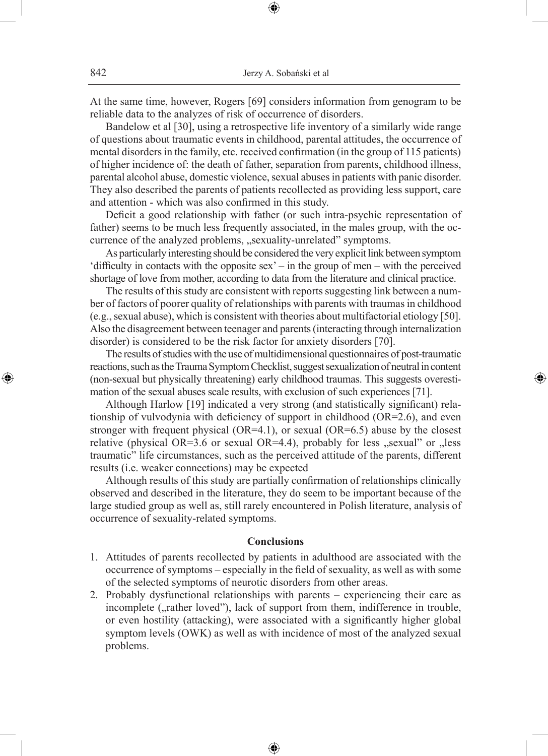At the same time, however, Rogers [69] considers information from genogram to be reliable data to the analyzes of risk of occurrence of disorders.

Bandelow et al [30], using a retrospective life inventory of a similarly wide range of questions about traumatic events in childhood, parental attitudes, the occurrence of mental disorders in the family, etc. received confirmation (in the group of 115 patients) of higher incidence of: the death of father, separation from parents, childhood illness, parental alcohol abuse, domestic violence, sexual abuses in patients with panic disorder. They also described the parents of patients recollected as providing less support, care and attention - which was also confirmed in this study.

Deficit a good relationship with father (or such intra-psychic representation of father) seems to be much less frequently associated, in the males group, with the occurrence of the analyzed problems, „sexuality-unrelated" symptoms.

As particularly interesting should be considered the very explicit link between symptom 'difficulty in contacts with the opposite sex' – in the group of men – with the perceived shortage of love from mother, according to data from the literature and clinical practice.

The results of this study are consistent with reports suggesting link between a number of factors of poorer quality of relationships with parents with traumas in childhood (e.g., sexual abuse), which is consistent with theories about multifactorial etiology [50]. Also the disagreement between teenager and parents (interacting through internalization disorder) is considered to be the risk factor for anxiety disorders [70].

The results of studies with the use of multidimensional questionnaires of post-traumatic reactions, such as the Trauma Symptom Checklist, suggest sexualization of neutral in content (non-sexual but physically threatening) early childhood traumas. This suggests overestimation of the sexual abuses scale results, with exclusion of such experiences [71].

Although Harlow [19] indicated a very strong (and statistically significant) relationship of vulvodynia with deficiency of support in childhood (OR=2.6), and even stronger with frequent physical (OR=4.1), or sexual (OR=6.5) abuse by the closest relative (physical OR=3.6 or sexual OR=4.4), probably for less „sexual" or „less traumatic" life circumstances, such as the perceived attitude of the parents, different results (i.e. weaker connections) may be expected

Although results of this study are partially confirmation of relationships clinically observed and described in the literature, they do seem to be important because of the large studied group as well as, still rarely encountered in Polish literature, analysis of occurrence of sexuality-related symptoms.

## Conclusions

1. Attitudes of parents recollected by patients in adulthood are associated with the occurrence of symptoms – especially in the field of sexuality, as well as with some of the selected symptoms of neurotic disorders from other areas.
2. Probably dysfunctional relationships with parents – experiencing their care as incomplete („rather loved"), lack of support from them, indifference in trouble, or even hostility (attacking), were associated with a significantly higher global symptom levels (OWK) as well as with incidence of most of the analyzed sexual problems.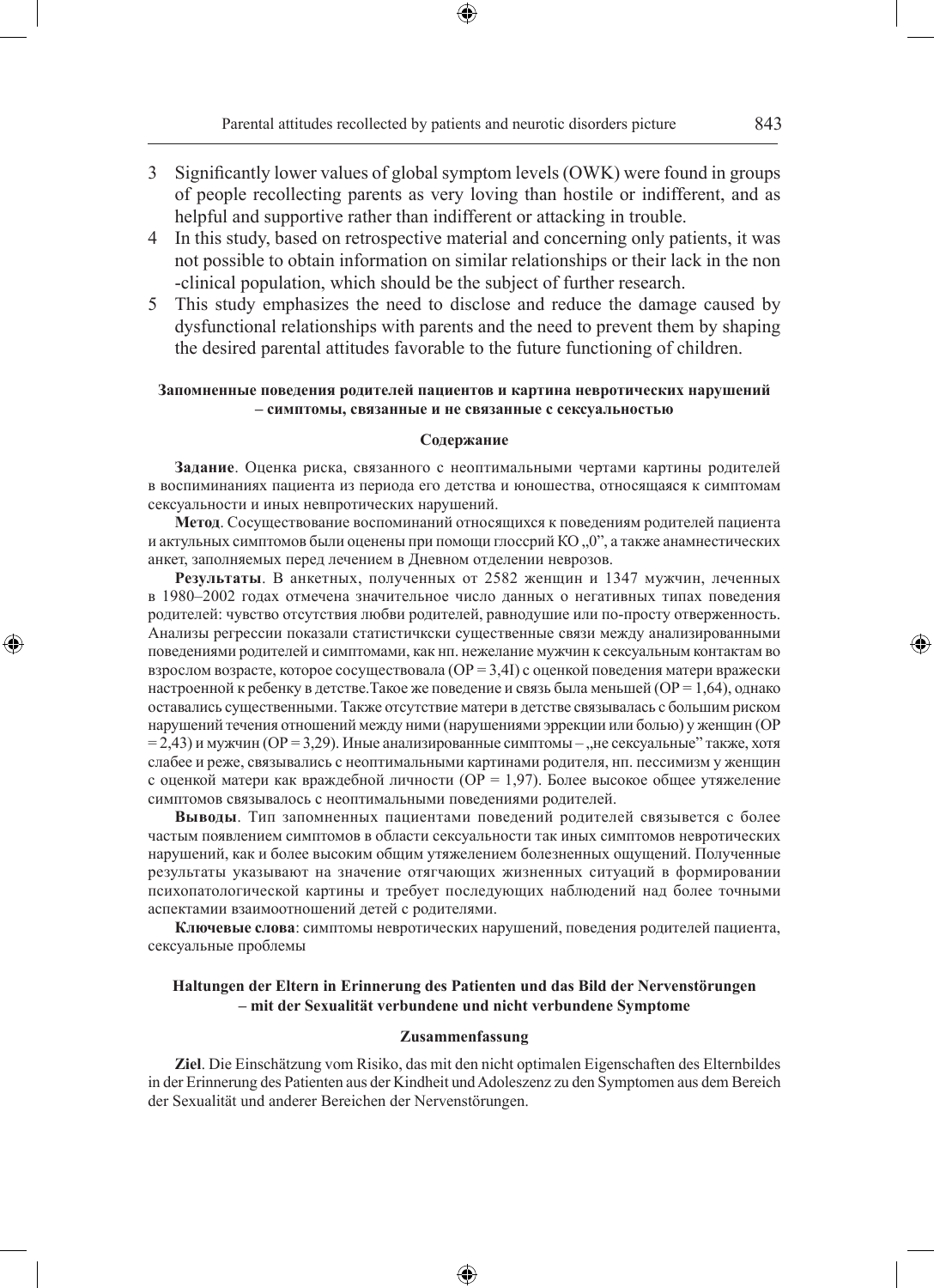3 Significantly lower values of global symptom levels (OWK) were found in groups of people recollecting parents as very loving than hostile or indifferent, and as helpful and supportive rather than indifferent or attacking in trouble.
4 In this study, based on retrospective material and concerning only patients, it was not possible to obtain information on similar relationships or their lack in the non -clinical population, which should be the subject of further research.
5 This study emphasizes the need to disclose and reduce the damage caused by dysfunctional relationships with parents and the need to prevent them by shaping the desired parental attitudes favorable to the future functioning of children.

**Запомненные поведения родителей пациентов и картина невротических нарушений – симптомы, связанные и не связанные с сексуальностью**

**Содержание**

**Задание**. Оценка риска, связанного с неоптимальными чертами картины родителей в воспиминаниях пациента из периода его детства и юношества, относящаяся к симптомам сексуальности и иных невпротических нарушений.

**Метод**. Сосуществование воспоминаний относящихся к поведениям родителей пациента и актульных симптомов были оценены при помощи глоссрий КО „0", а также анамнестических анкет, заполняемых перед лечением в Дневном отделении неврозов.

**Результаты**. В анкетных, полученных от 2582 женщин и 1347 мужчин, леченных в 1980–2002 годах отмечена значительное число данных о негативных типах поведения родителей: чувство отсутствия любви родителей, равнодушие или по-просту отверженность. Анализы регрессии показали статистичкски существенные связи между анализированными поведениями родителей и симптомами, как нп. нежелание мужчин к сексуальным контактам во взрослом возрасте, которое сосуществовала (ОР = 3,4I) с оценкой поведения матери вражески настроенной к ребенку в детстве.Такое же поведение и связь была меньшей (ОР = 1,64), однако оставались существенными. Также отсутствие матери в детстве связывалась с большим риском нарушений течения отношений между ними (нарушениями эррекции или болью) у женщин (ОР = 2,43) и мужчин (ОР = 3,29). Иные анализированные симптомы – „не сексуальные" также, хотя слабее и реже, связывались с неоптимальными картинами родителя, нп. пессимизм у женщин с оценкой матери как враждебной личности (ОР = 1,97). Более высокое общее утяжеление симптомов связывалось с неоптимальными поведениями родителей.

**Выводы**. Тип запомненных пациентами поведений родителей связывется с более частым появлением симптомов в области сексуальности так иных симптомов невротических нарушений, как и более высоким общим утяжелением болезненных ощущений. Полученные результаты указывают на значение отягчающих жизненных ситуаций в формировании психопатологической картины и требует последующих наблюдений над более точными аспектами взаимоотношений детей с родителями.

**Ключевые слова**: симптомы невротических нарушений, поведения родителей пациента, сексуальные проблемы

**Haltungen der Eltern in Erinnerung des Patienten und das Bild der Nervenstörungen – mit der Sexualität verbundene und nicht verbundene Symptome**

**Zusammenfassung**

**Ziel**. Die Einschätzung vom Risiko, das mit den nicht optimalen Eigenschaften des Elternbildes in der Erinnerung des Patienten aus der Kindheit und Adoleszenz zu den Symptomen aus dem Bereich der Sexualität und anderer Bereichen der Nervenstörungen.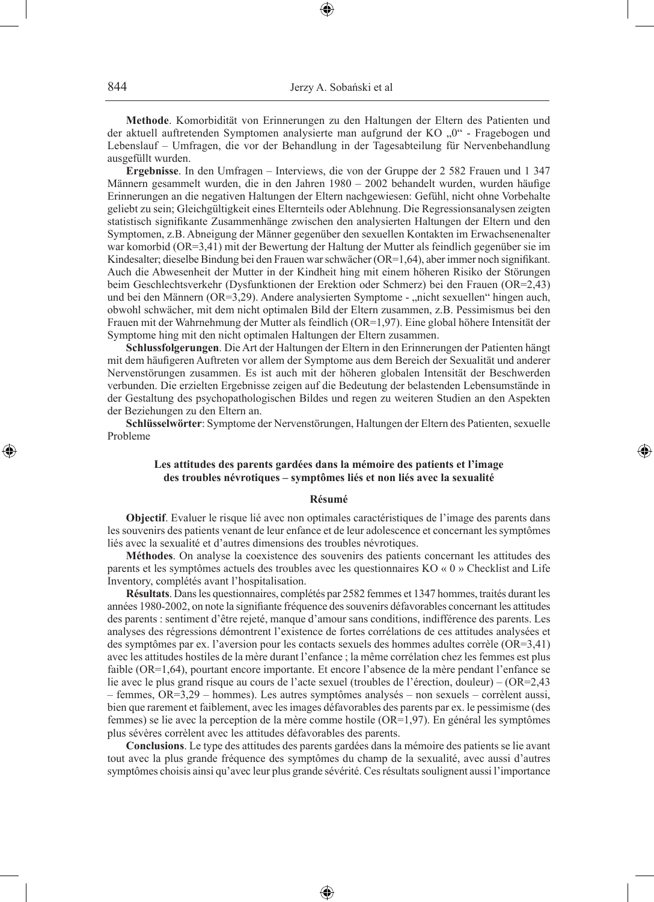**Methode**. Komorbidität von Erinnerungen zu den Haltungen der Eltern des Patienten und der aktuell auftretenden Symptomen analysierte man aufgrund der KO „0" - Fragebogen und Lebenslauf – Umfragen, die vor der Behandlung in der Tagesabteilung für Nervenbehandlung ausgefüllt wurden.

**Ergebnisse**. In den Umfragen – Interviews, die von der Gruppe der 2 582 Frauen und 1 347 Männern gesammelt wurden, die in den Jahren 1980 – 2002 behandelt wurden, wurden häufige Erinnerungen an die negativen Haltungen der Eltern nachgewiesen: Gefühl, nicht ohne Vorbehalte geliebt zu sein; Gleichgültigkeit eines Elternteils oder Ablehnung. Die Regressionsanalysen zeigten statistisch signifikante Zusammenhänge zwischen den analysierten Haltungen der Eltern und den Symptomen, z.B. Abneigung der Männer gegenüber den sexuellen Kontakten im Erwachsenenalter war komorbid (OR=3,41) mit der Bewertung der Haltung der Mutter als feindlich gegenüber sie im Kindesalter; dieselbe Bindung bei den Frauen war schwächer (OR=1,64), aber immer noch signifikant. Auch die Abwesenheit der Mutter in der Kindheit hing mit einem höheren Risiko der Störungen beim Geschlechtsverkehr (Dysfunktionen der Erektion oder Schmerz) bei den Frauen (OR=2,43) und bei den Männern (OR=3,29) zusammen. Andere analysierten Symptome - „nicht sexuellen" hingen auch, obwohl schwächer, mit dem nicht optimalen Bild der Eltern zusammen, z.B. Pessimismus bei den Frauen mit der Wahrnehmung der Mutter als feindlich (OR=1,97). Eine global höhere Intensität der Symptome hing mit den nicht optimalen Haltungen der Eltern zusammen.

**Schlussfolgerungen**. Die Art der Haltungen der Eltern in den Erinnerungen der Patienten hängt mit dem häufigeren Auftreten vor allem der Symptome aus dem Bereich der Sexualität und anderer Nervenstörungen zusammen. Es ist auch mit der höheren globalen Intensität der Beschwerden verbunden. Die erzielten Ergebnisse zeigen auf die Bedeutung der belastenden Lebensumstände in der Gestaltung des psychopathologischen Bildes und regen zu weiteren Studien an den Aspekten der Beziehungen zu den Eltern an.

**Schlüsselwörter**: Symptome der Nervenstörungen, Haltungen der Eltern des Patienten, sexuelle Probleme

## Les attitudes des parents gardées dans la mémoire des patients et l'image des troubles névrotiques – symptômes liés et non liés avec la sexualité

### Résumé

**Objectif**. Evaluer le risque lié avec non optimales caractéristiques de l'image des parents dans les souvenirs des patients venant de leur enfance et de leur adolescence et concernant les symptômes liés avec la sexualité et d'autres dimensions des troubles névrotiques.

**Méthodes**. On analyse la coexistence des souvenirs des patients concernant les attitudes des parents et les symptômes actuels des troubles avec les questionnaires KO « 0 » Checklist and Life Inventory, complétés avant l'hospitalisation.

**Résultats**. Dans les questionnaires, complétés par 2582 femmes et 1347 hommes, traités durant les années 1980-2002, on note la signifiante fréquence des souvenirs défavorables concernant les attitudes des parents : sentiment d'être rejeté, manque d'amour sans conditions, indifférence des parents. Les analyses des régressions démontrent l'existence de fortes corrélations de ces attitudes analysées et des symptômes par ex. l'aversion pour les contacts sexuels des hommes adultes corrèle (OR=3,41) avec les attitudes hostiles de la mère durant l'enfance ; la même corrélation chez les femmes est plus faible (OR=1,64), pourtant encore importante. Et encore l'absence de la mère pendant l'enfance se lie avec le plus grand risque au cours de l'acte sexuel (troubles de l'érection, douleur) – (OR=2,43 – femmes, OR=3,29 – hommes). Les autres symptômes analysés – non sexuels – corrèlent aussi, bien que rarement et faiblement, avec les images défavorables des parents par ex. le pessimisme (des femmes) se lie avec la perception de la mère comme hostile (OR=1,97). En général les symptômes plus sévères corrèlent avec les attitudes défavorables des parents.

**Conclusions**. Le type des attitudes des parents gardées dans la mémoire des patients se lie avant tout avec la plus grande fréquence des symptômes du champ de la sexualité, avec aussi d'autres symptômes choisis ainsi qu'avec leur plus grande sévérité. Ces résultats soulignent aussi l'importance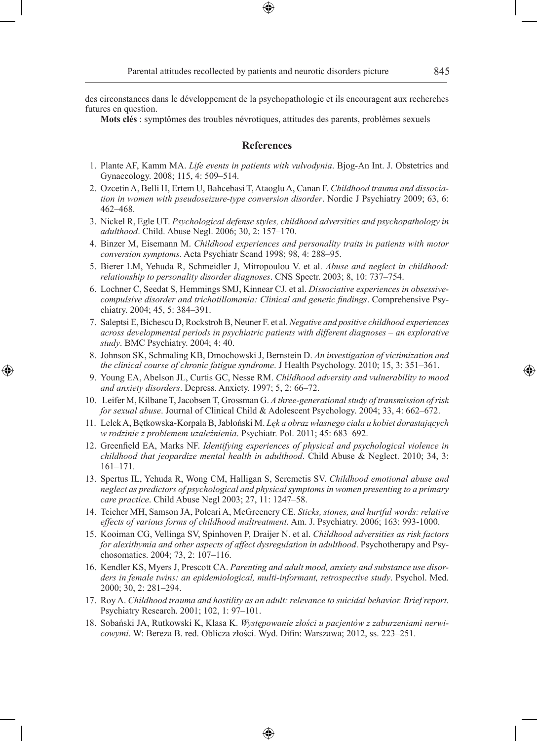des circonstances dans le développement de la psychopathologie et ils encouragent aux recherches futures en question.

**Mots clés** : symptômes des troubles névrotiques, attitudes des parents, problèmes sexuels

## References

1. Plante AF, Kamm MA. *Life events in patients with vulvodynia*. Bjog-An Int. J. Obstetrics and Gynaecology. 2008; 115, 4: 509–514.
2. Ozcetin A, Belli H, Ertem U, Bahcebasi T, Ataoglu A, Canan F. *Childhood trauma and dissociation in women with pseudoseizure-type conversion disorder*. Nordic J Psychiatry 2009; 63, 6: 462–468.
3. Nickel R, Egle UT. *Psychological defense styles, childhood adversities and psychopathology in adulthood*. Child. Abuse Negl. 2006; 30, 2: 157–170.
4. Binzer M, Eisemann M. *Childhood experiences and personality traits in patients with motor conversion symptoms*. Acta Psychiatr Scand 1998; 98, 4: 288–95.
5. Bierer LM, Yehuda R, Schmeidler J, Mitropoulou V. et al. *Abuse and neglect in childhood: relationship to personality disorder diagnoses*. CNS Spectr. 2003; 8, 10: 737–754.
6. Lochner C, Seedat S, Hemmings SMJ, Kinnear CJ. et al. *Dissociative experiences in obsessive-compulsive disorder and trichotillomania: Clinical and genetic findings*. Comprehensive Psychiatry. 2004; 45, 5: 384–391.
7. Saleptsi E, Bichescu D, Rockstroh B, Neuner F. et al. *Negative and positive childhood experiences across developmental periods in psychiatric patients with different diagnoses – an explorative study*. BMC Psychiatry. 2004; 4: 40.
8. Johnson SK, Schmaling KB, Dmochowski J, Bernstein D. *An investigation of victimization and the clinical course of chronic fatigue syndrome*. J Health Psychology. 2010; 15, 3: 351–361.
9. Young EA, Abelson JL, Curtis GC, Nesse RM. *Childhood adversity and vulnerability to mood and anxiety disorders*. Depress. Anxiety. 1997; 5, 2: 66–72.
10. Leifer M, Kilbane T, Jacobsen T, Grossman G. *A three-generational study of transmission of risk for sexual abuse*. Journal of Clinical Child & Adolescent Psychology. 2004; 33, 4: 662–672.
11. Lelek A, Bętkowska-Korpała B, Jabłoński M. *Lęk a obraz własnego ciała u kobiet dorastających w rodzinie z problemem uzależnienia*. Psychiatr. Pol. 2011; 45: 683–692.
12. Greenfield EA, Marks NF. *Identifying experiences of physical and psychological violence in childhood that jeopardize mental health in adulthood*. Child Abuse & Neglect. 2010; 34, 3: 161–171.
13. Spertus IL, Yehuda R, Wong CM, Halligan S, Seremetis SV. *Childhood emotional abuse and neglect as predictors of psychological and physical symptoms in women presenting to a primary care practice*. Child Abuse Negl 2003; 27, 11: 1247–58.
14. Teicher MH, Samson JA, Polcari A, McGreenery CE. *Sticks, stones, and hurtful words: relative effects of various forms of childhood maltreatment*. Am. J. Psychiatry. 2006; 163: 993-1000.
15. Kooiman CG, Vellinga SV, Spinhoven P, Draijer N. et al. *Childhood adversities as risk factors for alexithymia and other aspects of affect dysregulation in adulthood*. Psychotherapy and Psychosomatics. 2004; 73, 2: 107–116.
16. Kendler KS, Myers J, Prescott CA. *Parenting and adult mood, anxiety and substance use disorders in female twins: an epidemiological, multi-informant, retrospective study*. Psychol. Med. 2000; 30, 2: 281–294.
17. Roy A. *Childhood trauma and hostility as an adult: relevance to suicidal behavior. Brief report*. Psychiatry Research. 2001; 102, 1: 97–101.
18. Sobański JA, Rutkowski K, Klasa K. *Występowanie złości u pacjentów z zaburzeniami nerwicowymi*. W: Bereza B. red. Oblicza złości. Wyd. Difin: Warszawa; 2012, ss. 223–251.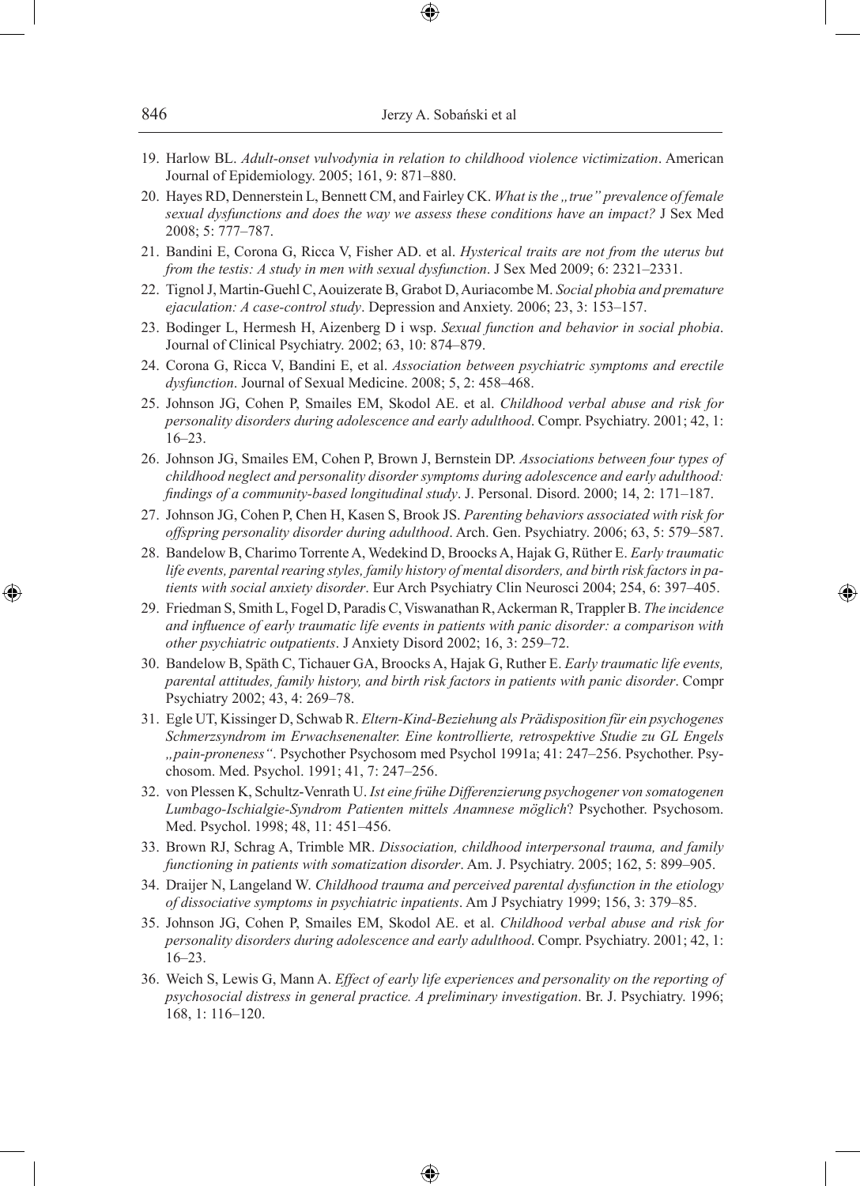19. Harlow BL. *Adult-onset vulvodynia in relation to childhood violence victimization*. American Journal of Epidemiology. 2005; 161, 9: 871–880.
20. Hayes RD, Dennerstein L, Bennett CM, and Fairley CK. *What is the „true" prevalence of female sexual dysfunctions and does the way we assess these conditions have an impact?* J Sex Med 2008; 5: 777–787.
21. Bandini E, Corona G, Ricca V, Fisher AD. et al. *Hysterical traits are not from the uterus but from the testis: A study in men with sexual dysfunction*. J Sex Med 2009; 6: 2321–2331.
22. Tignol J, Martin-Guehl C, Aouizerate B, Grabot D, Auriacombe M. *Social phobia and premature ejaculation: A case-control study*. Depression and Anxiety. 2006; 23, 3: 153–157.
23. Bodinger L, Hermesh H, Aizenberg D i wsp. *Sexual function and behavior in social phobia*. Journal of Clinical Psychiatry. 2002; 63, 10: 874–879.
24. Corona G, Ricca V, Bandini E, et al. *Association between psychiatric symptoms and erectile dysfunction*. Journal of Sexual Medicine. 2008; 5, 2: 458–468.
25. Johnson JG, Cohen P, Smailes EM, Skodol AE. et al. *Childhood verbal abuse and risk for personality disorders during adolescence and early adulthood*. Compr. Psychiatry. 2001; 42, 1: 16–23.
26. Johnson JG, Smailes EM, Cohen P, Brown J, Bernstein DP. *Associations between four types of childhood neglect and personality disorder symptoms during adolescence and early adulthood: findings of a community-based longitudinal study*. J. Personal. Disord. 2000; 14, 2: 171–187.
27. Johnson JG, Cohen P, Chen H, Kasen S, Brook JS. *Parenting behaviors associated with risk for offspring personality disorder during adulthood*. Arch. Gen. Psychiatry. 2006; 63, 5: 579–587.
28. Bandelow B, Charimo Torrente A, Wedekind D, Broocks A, Hajak G, Rüther E. *Early traumatic life events, parental rearing styles, family history of mental disorders, and birth risk factors in patients with social anxiety disorder*. Eur Arch Psychiatry Clin Neurosci 2004; 254, 6: 397–405.
29. Friedman S, Smith L, Fogel D, Paradis C, Viswanathan R, Ackerman R, Trappler B. *The incidence and influence of early traumatic life events in patients with panic disorder: a comparison with other psychiatric outpatients*. J Anxiety Disord 2002; 16, 3: 259–72.
30. Bandelow B, Späth C, Tichauer GA, Broocks A, Hajak G, Ruther E. *Early traumatic life events, parental attitudes, family history, and birth risk factors in patients with panic disorder*. Compr Psychiatry 2002; 43, 4: 269–78.
31. Egle UT, Kissinger D, Schwab R. *Eltern-Kind-Beziehung als Prädisposition für ein psychogenes Schmerzsyndrom im Erwachsenenalter. Eine kontrollierte, retrospektive Studie zu GL Engels „pain-proneness"*. Psychother Psychosom med Psychol 1991a; 41: 247–256. Psychother. Psychosom. Med. Psychol. 1991; 41, 7: 247–256.
32. von Plessen K, Schultz-Venrath U. *Ist eine frühe Differenzierung psychogener von somatogenen Lumbago-Ischialgie-Syndrom Patienten mittels Anamnese möglich*? Psychother. Psychosom. Med. Psychol. 1998; 48, 11: 451–456.
33. Brown RJ, Schrag A, Trimble MR. *Dissociation, childhood interpersonal trauma, and family functioning in patients with somatization disorder*. Am. J. Psychiatry. 2005; 162, 5: 899–905.
34. Draijer N, Langeland W. *Childhood trauma and perceived parental dysfunction in the etiology of dissociative symptoms in psychiatric inpatients*. Am J Psychiatry 1999; 156, 3: 379–85.
35. Johnson JG, Cohen P, Smailes EM, Skodol AE. et al. *Childhood verbal abuse and risk for personality disorders during adolescence and early adulthood*. Compr. Psychiatry. 2001; 42, 1: 16–23.
36. Weich S, Lewis G, Mann A. *Effect of early life experiences and personality on the reporting of psychosocial distress in general practice. A preliminary investigation*. Br. J. Psychiatry. 1996; 168, 1: 116–120.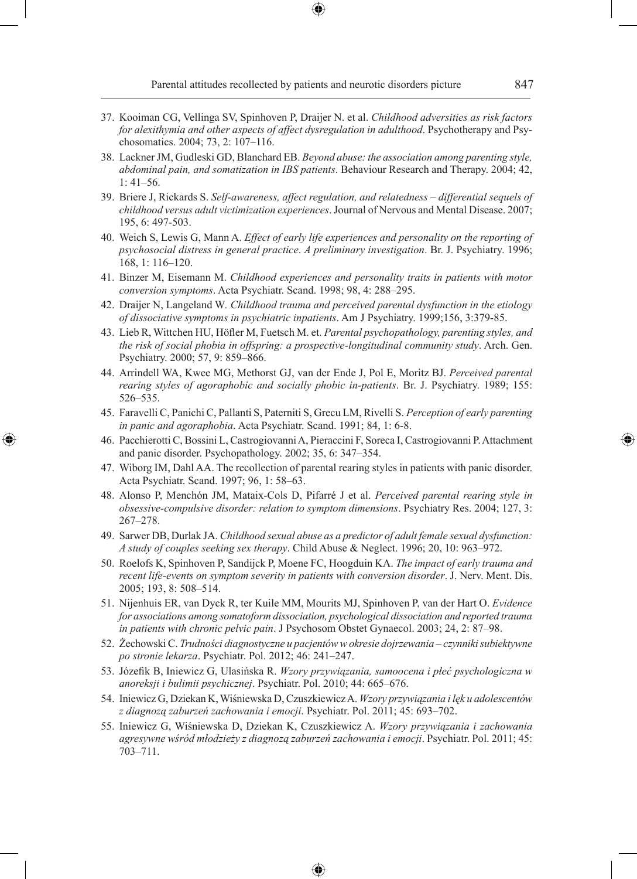37. Kooiman CG, Vellinga SV, Spinhoven P, Draijer N. et al. *Childhood adversities as risk factors for alexithymia and other aspects of affect dysregulation in adulthood*. Psychotherapy and Psychosomatics. 2004; 73, 2: 107–116.
38. Lackner JM, Gudleski GD, Blanchard EB. *Beyond abuse: the association among parenting style, abdominal pain, and somatization in IBS patients*. Behaviour Research and Therapy. 2004; 42, 1: 41–56.
39. Briere J, Rickards S. *Self-awareness, affect regulation, and relatedness – differential sequels of childhood versus adult victimization experiences*. Journal of Nervous and Mental Disease. 2007; 195, 6: 497-503.
40. Weich S, Lewis G, Mann A. *Effect of early life experiences and personality on the reporting of psychosocial distress in general practice*. *A preliminary investigation*. Br. J. Psychiatry. 1996; 168, 1: 116–120.
41. Binzer M, Eisemann M. *Childhood experiences and personality traits in patients with motor conversion symptoms*. Acta Psychiatr. Scand. 1998; 98, 4: 288–295.
42. Draijer N, Langeland W. *Childhood trauma and perceived parental dysfunction in the etiology of dissociative symptoms in psychiatric inpatients*. Am J Psychiatry. 1999;156, 3:379-85.
43. Lieb R, Wittchen HU, Höfler M, Fuetsch M. et. *Parental psychopathology, parenting styles, and the risk of social phobia in offspring: a prospective-longitudinal community study*. Arch. Gen. Psychiatry. 2000; 57, 9: 859–866.
44. Arrindell WA, Kwee MG, Methorst GJ, van der Ende J, Pol E, Moritz BJ. *Perceived parental rearing styles of agoraphobic and socially phobic in-patients*. Br. J. Psychiatry. 1989; 155: 526–535.
45. Faravelli C, Panichi C, Pallanti S, Paterniti S, Grecu LM, Rivelli S. *Perception of early parenting in panic and agoraphobia*. Acta Psychiatr. Scand. 1991; 84, 1: 6-8.
46. Pacchierotti C, Bossini L, Castrogiovanni A, Pieraccini F, Soreca I, Castrogiovanni P. Attachment and panic disorder. Psychopathology. 2002; 35, 6: 347–354.
47. Wiborg IM, Dahl AA. The recollection of parental rearing styles in patients with panic disorder. Acta Psychiatr. Scand. 1997; 96, 1: 58–63.
48. Alonso P, Menchón JM, Mataix-Cols D, Pifarré J et al. *Perceived parental rearing style in obsessive-compulsive disorder: relation to symptom dimensions*. Psychiatry Res. 2004; 127, 3: 267–278.
49. Sarwer DB, Durlak JA. *Childhood sexual abuse as a predictor of adult female sexual dysfunction: A study of couples seeking sex therapy*. Child Abuse & Neglect. 1996; 20, 10: 963–972.
50. Roelofs K, Spinhoven P, Sandijck P, Moene FC, Hoogduin KA. *The impact of early trauma and recent life-events on symptom severity in patients with conversion disorder*. J. Nerv. Ment. Dis. 2005; 193, 8: 508–514.
51. Nijenhuis ER, van Dyck R, ter Kuile MM, Mourits MJ, Spinhoven P, van der Hart O. *Evidence for associations among somatoform dissociation, psychological dissociation and reported trauma in patients with chronic pelvic pain*. J Psychosom Obstet Gynaecol. 2003; 24, 2: 87–98.
52. Żechowski C. *Trudności diagnostyczne u pacjentów w okresie dojrzewania – czynniki subiektywne po stronie lekarza*. Psychiatr. Pol. 2012; 46: 241–247.
53. Józefik B, Iniewicz G, Ulasińska R. *Wzory przywiązania, samoocena i płeć psychologiczna w anoreksji i bulimii psychicznej*. Psychiatr. Pol. 2010; 44: 665–676.
54. Iniewicz G, Dziekan K, Wiśniewska D, Czuszkiewicz A. *Wzory przywiązania i lęk u adolescentów z diagnozą zaburzeń zachowania i emocji*. Psychiatr. Pol. 2011; 45: 693–702.
55. Iniewicz G, Wiśniewska D, Dziekan K, Czuszkiewicz A. *Wzory przywiązania i zachowania agresywne wśród młodzieży z diagnozą zaburzeń zachowania i emocji*. Psychiatr. Pol. 2011; 45: 703–711.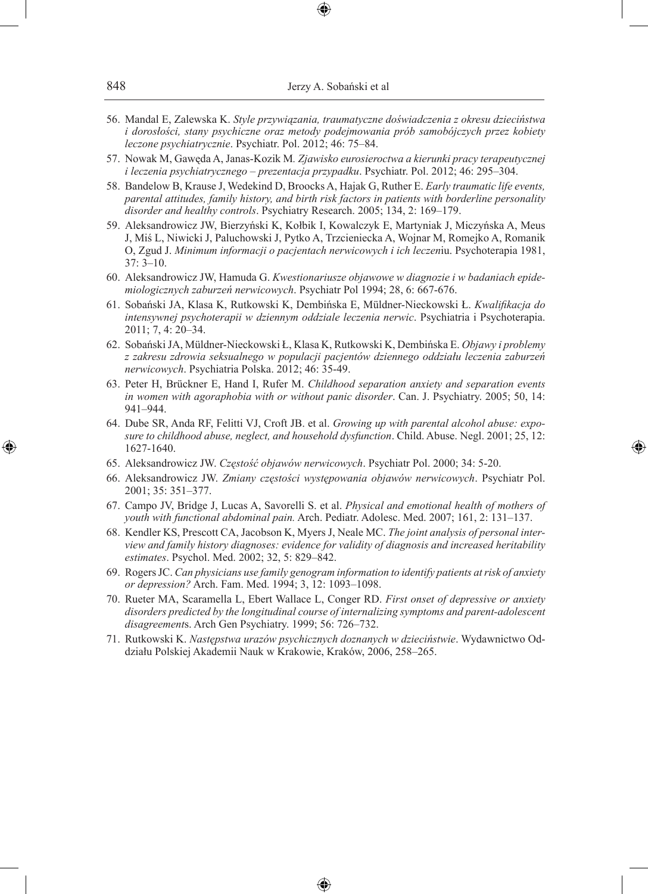56. Mandal E, Zalewska K. *Style przywiązania, traumatyczne doświadczenia z okresu dzieciństwa i dorosłości, stany psychiczne oraz metody podejmowania prób samobójczych przez kobiety leczone psychiatrycznie*. Psychiatr. Pol. 2012; 46: 75–84.
57. Nowak M, Gawęda A, Janas-Kozik M. *Zjawisko eurosieroctwa a kierunki pracy terapeutycznej i leczenia psychiatrycznego – prezentacja przypadku*. Psychiatr. Pol. 2012; 46: 295–304.
58. Bandelow B, Krause J, Wedekind D, Broocks A, Hajak G, Ruther E. *Early traumatic life events, parental attitudes, family history, and birth risk factors in patients with borderline personality disorder and healthy controls*. Psychiatry Research. 2005; 134, 2: 169–179.
59. Aleksandrowicz JW, Bierzyński K, Kołbik I, Kowalczyk E, Martyniak J, Miczyńska A, Meus J, Miś L, Niwicki J, Paluchowski J, Pytko A, Trzcieniecka A, Wojnar M, Romejko A, Romanik O, Zgud J. *Minimum informacji o pacjentach nerwicowych i ich leczen*iu. Psychoterapia 1981, 37: 3–10.
60. Aleksandrowicz JW, Hamuda G. *Kwestionariusze objawowe w diagnozie i w badaniach epidemiologicznych zaburzeń nerwicowych*. Psychiatr Pol 1994; 28, 6: 667-676.
61. Sobański JA, Klasa K, Rutkowski K, Dembińska E, Müldner-Nieckowski Ł. *Kwalifikacja do intensywnej psychoterapii w dziennym oddziale leczenia nerwic*. Psychiatria i Psychoterapia. 2011; 7, 4: 20–34.
62. Sobański JA, Müldner-Nieckowski Ł, Klasa K, Rutkowski K, Dembińska E. *Objawy i problemy z zakresu zdrowia seksualnego w populacji pacjentów dziennego oddziału leczenia zaburzeń nerwicowych*. Psychiatria Polska. 2012; 46: 35-49.
63. Peter H, Brückner E, Hand I, Rufer M. *Childhood separation anxiety and separation events in women with agoraphobia with or without panic disorder*. Can. J. Psychiatry. 2005; 50, 14: 941–944.
64. Dube SR, Anda RF, Felitti VJ, Croft JB. et al. *Growing up with parental alcohol abuse: exposure to childhood abuse, neglect, and household dysfunction*. Child. Abuse. Negl. 2001; 25, 12: 1627-1640.
65. Aleksandrowicz JW. *Częstość objawów nerwicowych*. Psychiatr Pol. 2000; 34: 5-20.
66. Aleksandrowicz JW. *Zmiany częstości występowania objawów nerwicowych*. Psychiatr Pol. 2001; 35: 351–377.
67. Campo JV, Bridge J, Lucas A, Savorelli S. et al. *Physical and emotional health of mothers of youth with functional abdominal pain.* Arch. Pediatr. Adolesc. Med. 2007; 161, 2: 131–137.
68. Kendler KS, Prescott CA, Jacobson K, Myers J, Neale MC. *The joint analysis of personal interview and family history diagnoses: evidence for validity of diagnosis and increased heritability estimates*. Psychol. Med. 2002; 32, 5: 829–842.
69. Rogers JC. *Can physicians use family genogram information to identify patients at risk of anxiety or depression?* Arch. Fam. Med. 1994; 3, 12: 1093–1098.
70. Rueter MA, Scaramella L, Ebert Wallace L, Conger RD. *First onset of depressive or anxiety disorders predicted by the longitudinal course of internalizing symptoms and parent-adolescent disagreement*s. Arch Gen Psychiatry. 1999; 56: 726–732.
71. Rutkowski K. *Następstwa urazów psychicznych doznanych w dzieciństwie*. Wydawnictwo Oddziału Polskiej Akademii Nauk w Krakowie, Kraków, 2006, 258–265.